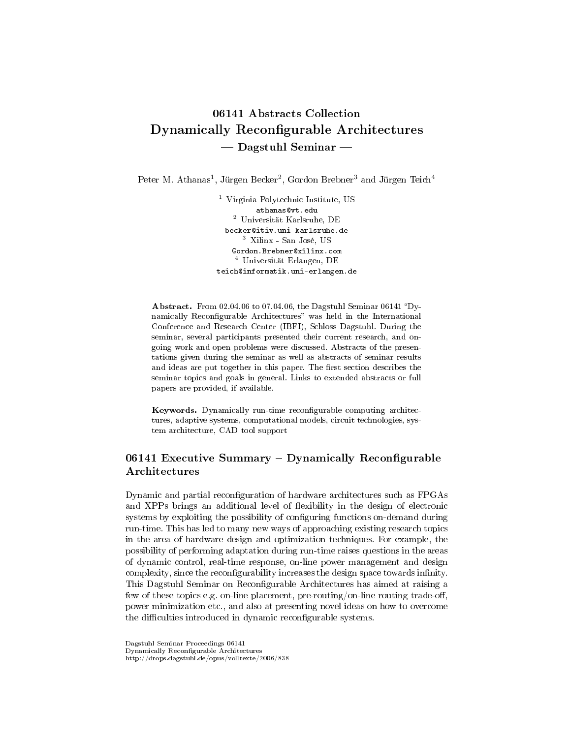# 06141 Abstracts Collection
# Dynamically Reconfigurable Architectures
## — Dagstuhl Seminar —

Peter M. Athanas[1], Jürgen Becker[2], Gordon Brebner[3] and Jürgen Teich[4]

[1] Virginia Polytechnic Institute, US
athanas@vt.edu
[2] Universität Karlsruhe, DE
becker@itiv.uni-karlsruhe.de
[3] Xilinx - San José, US
Gordon.Brebner@xilinx.com
[4] Universität Erlangen, DE
teich@informatik.uni-erlangen.de

**Abstract.** From 02.04.06 to 07.04.06, the Dagstuhl Seminar 06141 "Dynamically Reconfigurable Architectures" was held in the International Conference and Research Center (IBFI), Schloss Dagstuhl. During the seminar, several participants presented their current research, and ongoing work and open problems were discussed. Abstracts of the presentations given during the seminar as well as abstracts of seminar results and ideas are put together in this paper. The first section describes the seminar topics and goals in general. Links to extended abstracts or full papers are provided, if available.

**Keywords.** Dynamically run-time reconfigurable computing architectures, adaptive systems, computational models, circuit technologies, system architecture, CAD tool support

## 06141 Executive Summary – Dynamically Reconfigurable Architectures

Dynamic and partial reconfiguration of hardware architectures such as FPGAs and XPPs brings an additional level of flexibility in the design of electronic systems by exploiting the possibility of configuring functions on-demand during run-time. This has led to many new ways of approaching existing research topics in the area of hardware design and optimization techniques. For example, the possibility of performing adaptation during run-time raises questions in the areas of dynamic control, real-time response, on-line power management and design complexity, since the reconfigurability increases the design space towards infinity. This Dagstuhl Seminar on Reconfigurable Architectures has aimed at raising a few of these topics e.g. on-line placement, pre-routing/on-line routing trade-off, power minimization etc., and also at presenting novel ideas on how to overcome the difficulties introduced in dynamic reconfigurable systems.

Dagstuhl Seminar Proceedings 06141
Dynamically Reconfigurable Architectures
http://drops.dagstuhl.de/opus/volltexte/2006/838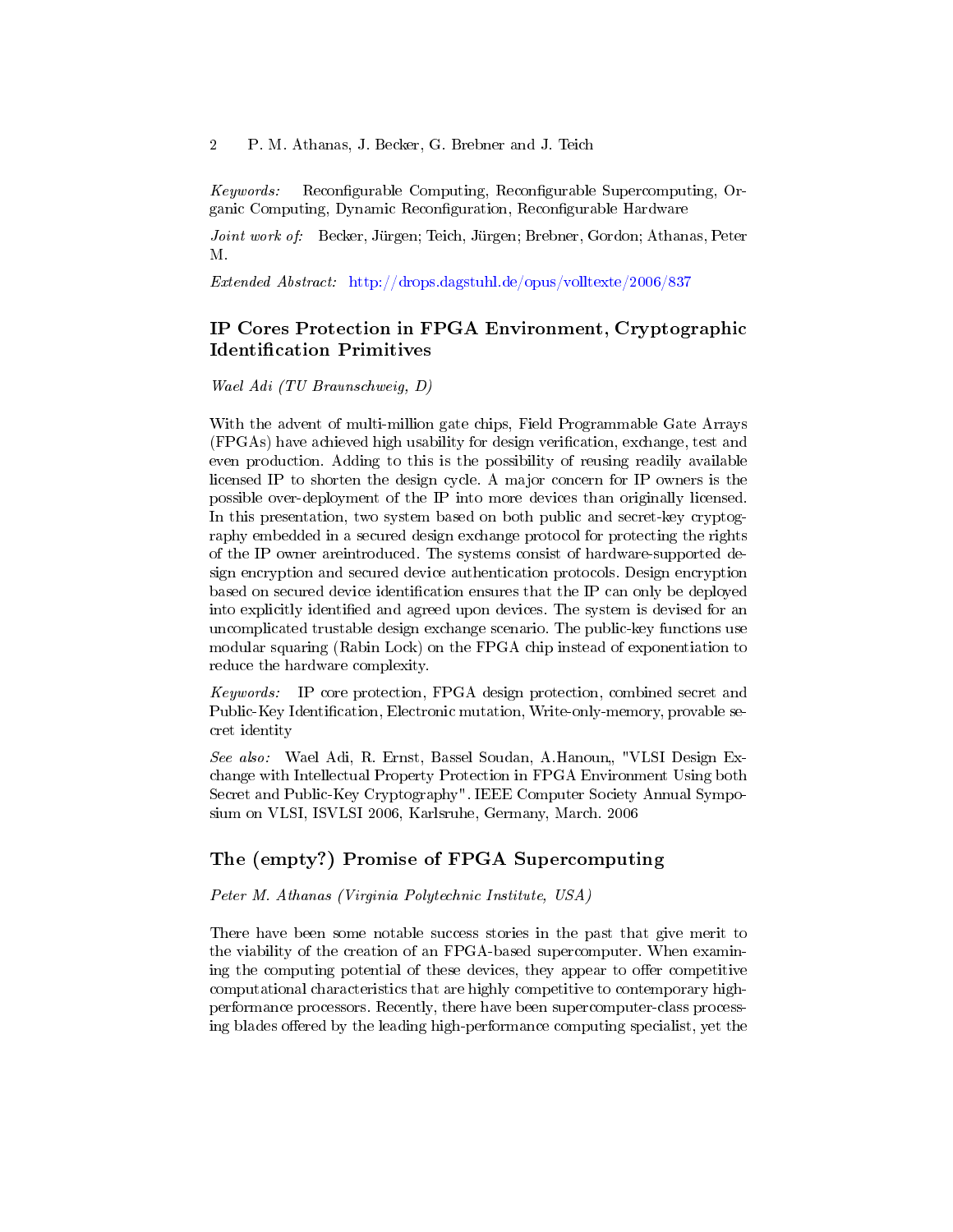*Keywords:* Reconfigurable Computing, Reconfigurable Supercomputing, Organic Computing, Dynamic Reconfiguration, Reconfigurable Hardware

*Joint work of:* Becker, Jürgen; Teich, Jürgen; Brebner, Gordon; Athanas, Peter M.

*Extended Abstract:* http://drops.dagstuhl.de/opus/volltexte/2006/837

## IP Cores Protection in FPGA Environment, Cryptographic Identification Primitives

*Wael Adi (TU Braunschweig, D)*

With the advent of multi-million gate chips, Field Programmable Gate Arrays (FPGAs) have achieved high usability for design verification, exchange, test and even production. Adding to this is the possibility of reusing readily available licensed IP to shorten the design cycle. A major concern for IP owners is the possible over-deployment of the IP into more devices than originally licensed. In this presentation, two system based on both public and secret-key cryptography embedded in a secured design exchange protocol for protecting the rights of the IP owner areintroduced. The systems consist of hardware-supported design encryption and secured device authentication protocols. Design encryption based on secured device identification ensures that the IP can only be deployed into explicitly identified and agreed upon devices. The system is devised for an uncomplicated trustable design exchange scenario. The public-key functions use modular squaring (Rabin Lock) on the FPGA chip instead of exponentiation to reduce the hardware complexity.

*Keywords:* IP core protection, FPGA design protection, combined secret and Public-Key Identification, Electronic mutation, Write-only-memory, provable secret identity

*See also:* Wael Adi, R. Ernst, Bassel Soudan, A.Hanoun,, "VLSI Design Exchange with Intellectual Property Protection in FPGA Environment Using both Secret and Public-Key Cryptography". IEEE Computer Society Annual Symposium on VLSI, ISVLSI 2006, Karlsruhe, Germany, March. 2006

## The (empty?) Promise of FPGA Supercomputing

*Peter M. Athanas (Virginia Polytechnic Institute, USA)*

There have been some notable success stories in the past that give merit to the viability of the creation of an FPGA-based supercomputer. When examining the computing potential of these devices, they appear to offer competitive computational characteristics that are highly competitive to contemporary high-performance processors. Recently, there have been supercomputer-class processing blades offered by the leading high-performance computing specialist, yet the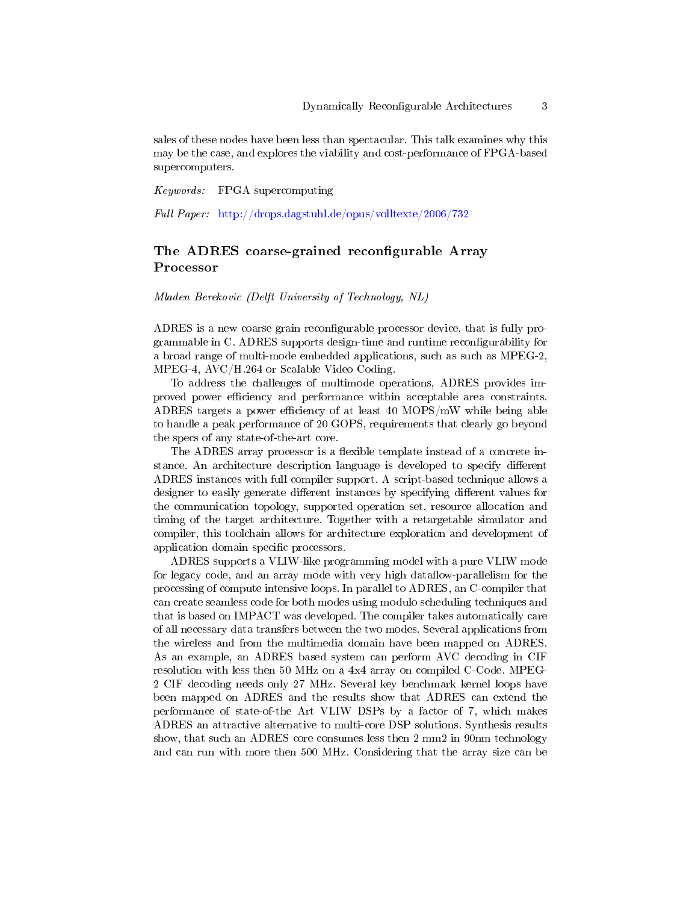sales of these nodes have been less than spectacular. This talk examines why this may be the case, and explores the viability and cost-performance of FPGA-based supercomputers.

*Keywords:* FPGA supercomputing

*Full Paper:* http://drops.dagstuhl.de/opus/volltexte/2006/732

## The ADRES coarse-grained reconfigurable Array Processor

*Mladen Berekovic (Delft University of Technology, NL)*

ADRES is a new coarse grain reconfigurable processor device, that is fully programmable in C. ADRES supports design-time and runtime reconfigurability for a broad range of multi-mode embedded applications, such as such as MPEG-2, MPEG-4, AVC/H.264 or Scalable Video Coding.

To address the challenges of multimode operations, ADRES provides improved power efficiency and performance within acceptable area constraints. ADRES targets a power efficiency of at least 40 MOPS/mW while being able to handle a peak performance of 20 GOPS, requirements that clearly go beyond the specs of any state-of-the-art core.

The ADRES array processor is a flexible template instead of a concrete instance. An architecture description language is developed to specify different ADRES instances with full compiler support. A script-based technique allows a designer to easily generate different instances by specifying different values for the communication topology, supported operation set, resource allocation and timing of the target architecture. Together with a retargetable simulator and compiler, this toolchain allows for architecture exploration and development of application domain specific processors.

ADRES supports a VLIW-like programming model with a pure VLIW mode for legacy code, and an array mode with very high dataflow-parallelism for the processing of compute intensive loops. In parallel to ADRES, an C-compiler that can create seamless code for both modes using modulo scheduling techniques and that is based on IMPACT was developed. The compiler takes automatically care of all necessary data transfers between the two modes. Several applications from the wireless and from the multimedia domain have been mapped on ADRES. As an example, an ADRES based system can perform AVC decoding in CIF resolution with less then 50 MHz on a 4x4 array on compiled C-Code. MPEG-2 CIF decoding needs only 27 MHz. Several key benchmark kernel loops have been mapped on ADRES and the results show that ADRES can extend the performance of state-of-the Art VLIW DSPs by a factor of 7, which makes ADRES an attractive alternative to multi-core DSP solutions. Synthesis results show, that such an ADRES core consumes less then 2 mm2 in 90nm technology and can run with more then 500 MHz. Considering that the array size can be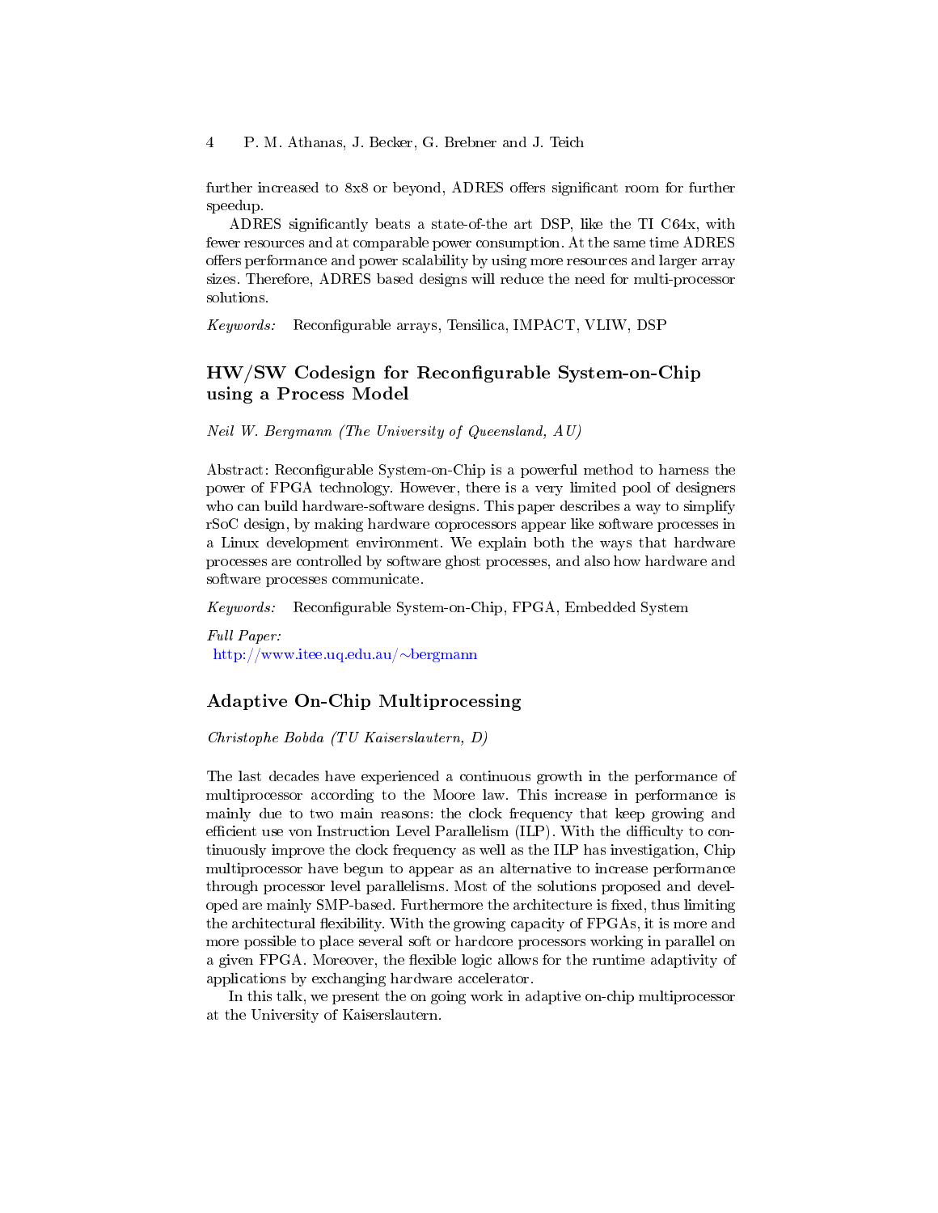further increased to 8x8 or beyond, ADRES offers significant room for further speedup.

ADRES significantly beats a state-of-the art DSP, like the TI C64x, with fewer resources and at comparable power consumption. At the same time ADRES offers performance and power scalability by using more resources and larger array sizes. Therefore, ADRES based designs will reduce the need for multi-processor solutions.

*Keywords:* Reconfigurable arrays, Tensilica, IMPACT, VLIW, DSP

## HW/SW Codesign for Reconfigurable System-on-Chip using a Process Model

*Neil W. Bergmann (The University of Queensland, AU)*

Abstract: Reconfigurable System-on-Chip is a powerful method to harness the power of FPGA technology. However, there is a very limited pool of designers who can build hardware-software designs. This paper describes a way to simplify rSoC design, by making hardware coprocessors appear like software processes in a Linux development environment. We explain both the ways that hardware processes are controlled by software ghost processes, and also how hardware and software processes communicate.

*Keywords:* Reconfigurable System-on-Chip, FPGA, Embedded System

*Full Paper:*
http://www.itee.uq.edu.au/~bergmann

## Adaptive On-Chip Multiprocessing

*Christophe Bobda (TU Kaiserslautern, D)*

The last decades have experienced a continuous growth in the performance of multiprocessor according to the Moore law. This increase in performance is mainly due to two main reasons: the clock frequency that keep growing and efficient use von Instruction Level Parallelism (ILP). With the difficulty to continuously improve the clock frequency as well as the ILP has investigation, Chip multiprocessor have begun to appear as an alternative to increase performance through processor level parallelisms. Most of the solutions proposed and developed are mainly SMP-based. Furthermore the architecture is fixed, thus limiting the architectural flexibility. With the growing capacity of FPGAs, it is more and more possible to place several soft or hardcore processors working in parallel on a given FPGA. Moreover, the flexible logic allows for the runtime adaptivity of applications by exchanging hardware accelerator.

In this talk, we present the on going work in adaptive on-chip multiprocessor at the University of Kaiserslautern.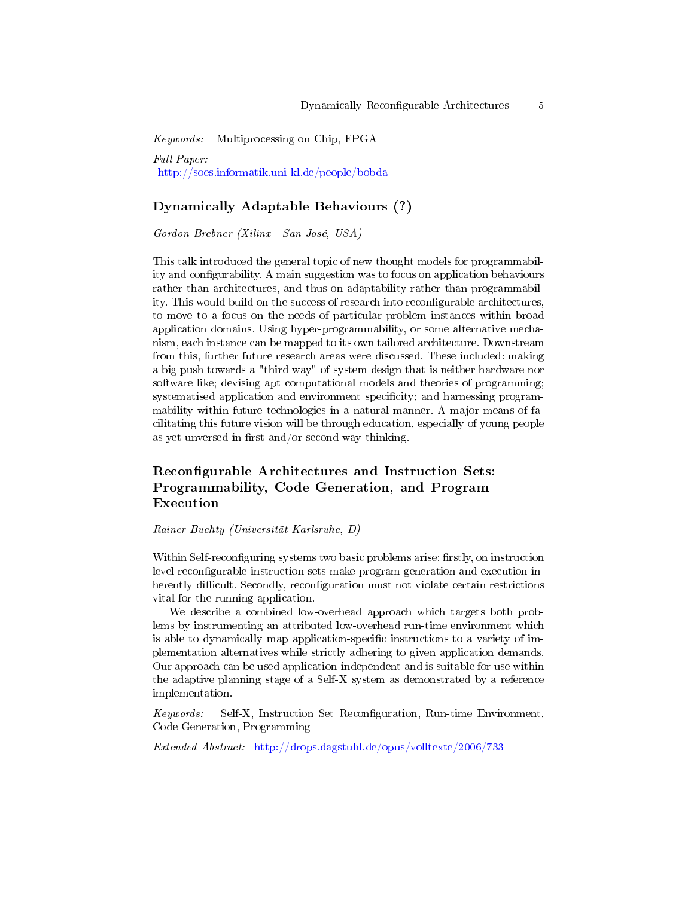*Keywords:* Multiprocessing on Chip, FPGA

*Full Paper:*
http://soes.informatik.uni-kl.de/people/bobda

## Dynamically Adaptable Behaviours (?)

*Gordon Brebner (Xilinx - San José, USA)*

This talk introduced the general topic of new thought models for programmability and configurability. A main suggestion was to focus on application behaviours rather than architectures, and thus on adaptability rather than programmability. This would build on the success of research into reconfigurable architectures, to move to a focus on the needs of particular problem instances within broad application domains. Using hyper-programmability, or some alternative mechanism, each instance can be mapped to its own tailored architecture. Downstream from this, further future research areas were discussed. These included: making a big push towards a "third way" of system design that is neither hardware nor software like; devising apt computational models and theories of programming; systematised application and environment specificity; and harnessing programmability within future technologies in a natural manner. A major means of facilitating this future vision will be through education, especially of young people as yet unversed in first and/or second way thinking.

## Reconfigurable Architectures and Instruction Sets: Programmability, Code Generation, and Program Execution

*Rainer Buchty (Universität Karlsruhe, D)*

Within Self-reconfiguring systems two basic problems arise: firstly, on instruction level reconfigurable instruction sets make program generation and execution inherently difficult. Secondly, reconfiguration must not violate certain restrictions vital for the running application.

We describe a combined low-overhead approach which targets both problems by instrumenting an attributed low-overhead run-time environment which is able to dynamically map application-specific instructions to a variety of implementation alternatives while strictly adhering to given application demands. Our approach can be used application-independent and is suitable for use within the adaptive planning stage of a Self-X system as demonstrated by a reference implementation.

*Keywords:* Self-X, Instruction Set Reconfiguration, Run-time Environment, Code Generation, Programming

*Extended Abstract:* http://drops.dagstuhl.de/opus/volltexte/2006/733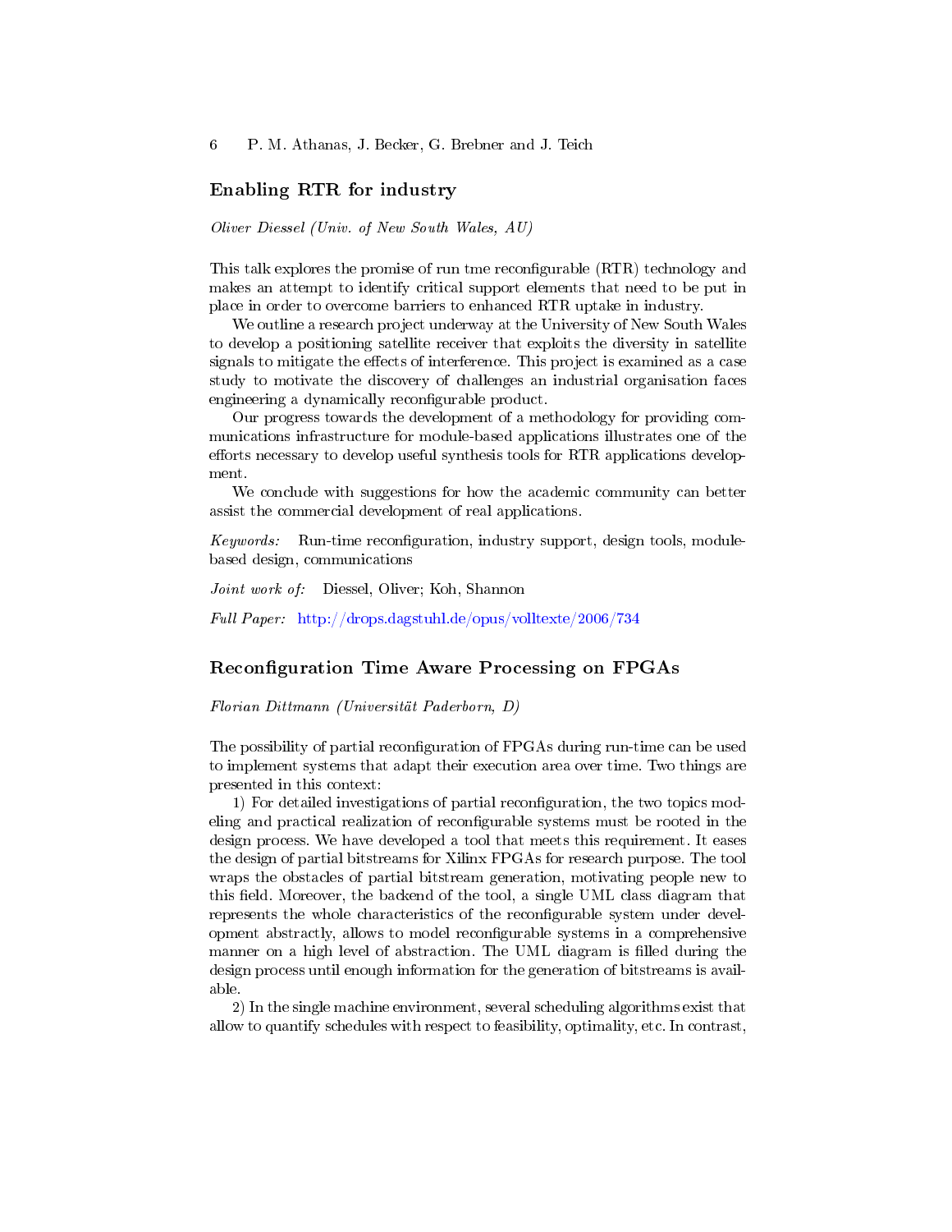## Enabling RTR for industry

*Oliver Diessel (Univ. of New South Wales, AU)*

This talk explores the promise of run tme reconfigurable (RTR) technology and makes an attempt to identify critical support elements that need to be put in place in order to overcome barriers to enhanced RTR uptake in industry.

We outline a research project underway at the University of New South Wales to develop a positioning satellite receiver that exploits the diversity in satellite signals to mitigate the effects of interference. This project is examined as a case study to motivate the discovery of challenges an industrial organisation faces engineering a dynamically reconfigurable product.

Our progress towards the development of a methodology for providing communications infrastructure for module-based applications illustrates one of the efforts necessary to develop useful synthesis tools for RTR applications development.

We conclude with suggestions for how the academic community can better assist the commercial development of real applications.

*Keywords:* Run-time reconfiguration, industry support, design tools, module-based design, communications

*Joint work of:* Diessel, Oliver; Koh, Shannon

*Full Paper:* http://drops.dagstuhl.de/opus/volltexte/2006/734

## Reconfiguration Time Aware Processing on FPGAs

*Florian Dittmann (Universität Paderborn, D)*

The possibility of partial reconfiguration of FPGAs during run-time can be used to implement systems that adapt their execution area over time. Two things are presented in this context:

1) For detailed investigations of partial reconfiguration, the two topics modeling and practical realization of reconfigurable systems must be rooted in the design process. We have developed a tool that meets this requirement. It eases the design of partial bitstreams for Xilinx FPGAs for research purpose. The tool wraps the obstacles of partial bitstream generation, motivating people new to this field. Moreover, the backend of the tool, a single UML class diagram that represents the whole characteristics of the reconfigurable system under development abstractly, allows to model reconfigurable systems in a comprehensive manner on a high level of abstraction. The UML diagram is filled during the design process until enough information for the generation of bitstreams is available.

2) In the single machine environment, several scheduling algorithms exist that allow to quantify schedules with respect to feasibility, optimality, etc. In contrast,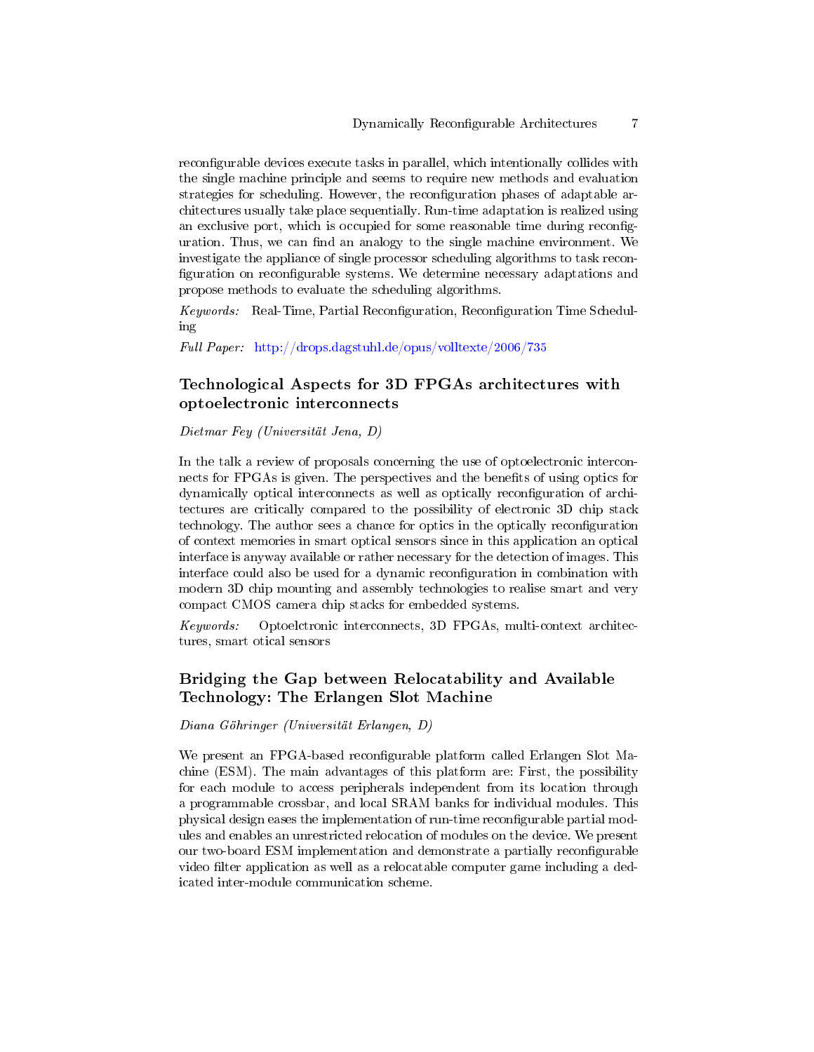reconfigurable devices execute tasks in parallel, which intentionally collides with the single machine principle and seems to require new methods and evaluation strategies for scheduling. However, the reconfiguration phases of adaptable architectures usually take place sequentially. Run-time adaptation is realized using an exclusive port, which is occupied for some reasonable time during reconfiguration. Thus, we can find an analogy to the single machine environment. We investigate the appliance of single processor scheduling algorithms to task reconfiguration on reconfigurable systems. We determine necessary adaptations and propose methods to evaluate the scheduling algorithms.

*Keywords:* Real-Time, Partial Reconfiguration, Reconfiguration Time Scheduling

*Full Paper:* http://drops.dagstuhl.de/opus/volltexte/2006/735

## Technological Aspects for 3D FPGAs architectures with optoelectronic interconnects

*Dietmar Fey (Universität Jena, D)*

In the talk a review of proposals concerning the use of optoelectronic interconnects for FPGAs is given. The perspectives and the benefits of using optics for dynamically optical interconnects as well as optically reconfiguration of architectures are critically compared to the possibility of electronic 3D chip stack technology. The author sees a chance for optics in the optically reconfiguration of context memories in smart optical sensors since in this application an optical interface is anyway available or rather necessary for the detection of images. This interface could also be used for a dynamic reconfiguration in combination with modern 3D chip mounting and assembly technologies to realise smart and very compact CMOS camera chip stacks for embedded systems.

*Keywords:* Optoelctronic interconnects, 3D FPGAs, multi-context architectures, smart otical sensors

## Bridging the Gap between Relocatability and Available Technology: The Erlangen Slot Machine

*Diana Göhringer (Universität Erlangen, D)*

We present an FPGA-based reconfigurable platform called Erlangen Slot Machine (ESM). The main advantages of this platform are: First, the possibility for each module to access peripherals independent from its location through a programmable crossbar, and local SRAM banks for individual modules. This physical design eases the implementation of run-time reconfigurable partial modules and enables an unrestricted relocation of modules on the device. We present our two-board ESM implementation and demonstrate a partially reconfigurable video filter application as well as a relocatable computer game including a dedicated inter-module communication scheme.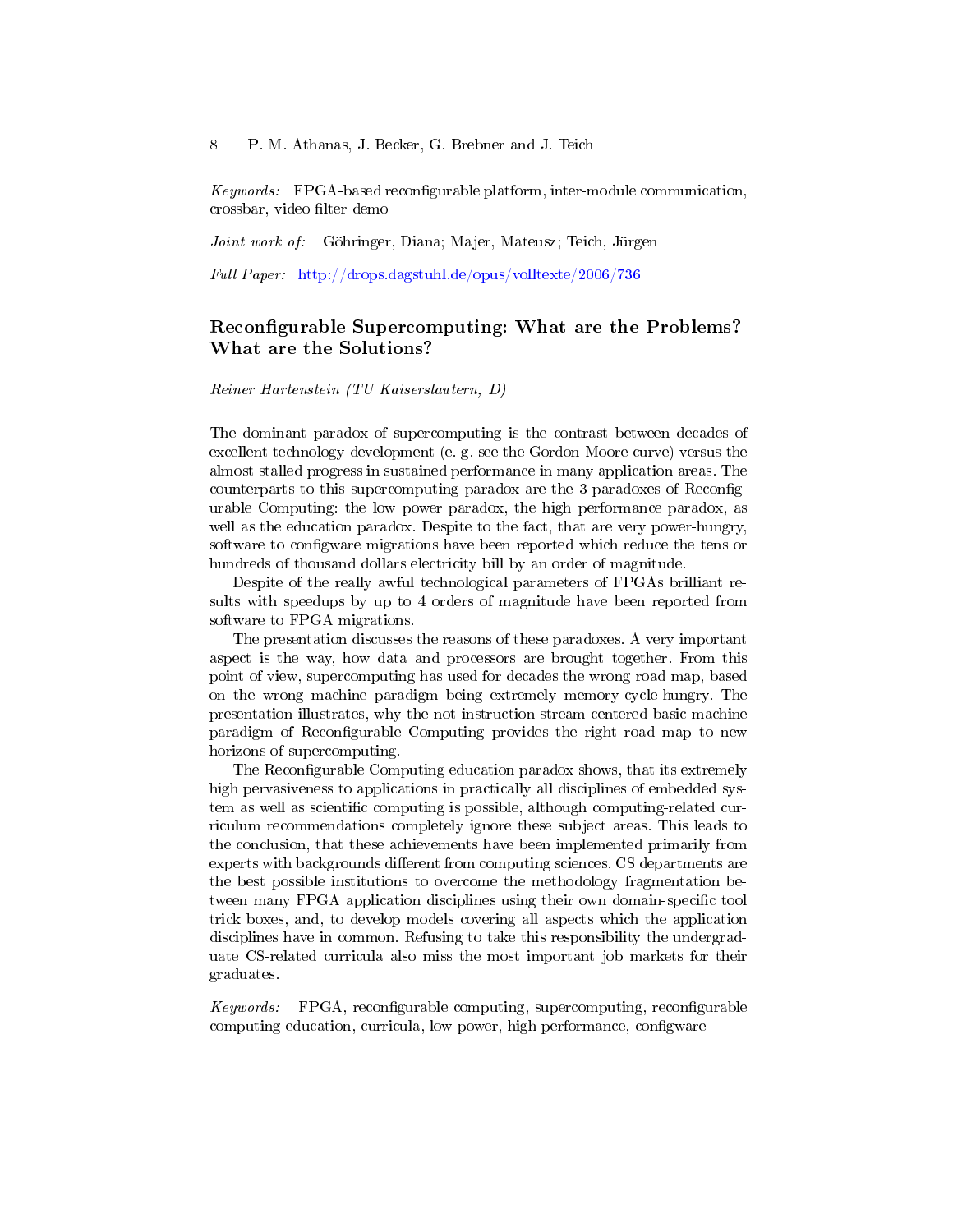*Keywords:* FPGA-based reconfigurable platform, inter-module communication, crossbar, video filter demo

*Joint work of:* Göhringer, Diana; Majer, Mateusz; Teich, Jürgen

*Full Paper:* http://drops.dagstuhl.de/opus/volltexte/2006/736

## Reconfigurable Supercomputing: What are the Problems? What are the Solutions?

*Reiner Hartenstein (TU Kaiserslautern, D)*

The dominant paradox of supercomputing is the contrast between decades of excellent technology development (e. g. see the Gordon Moore curve) versus the almost stalled progress in sustained performance in many application areas. The counterparts to this supercomputing paradox are the 3 paradoxes of Reconfigurable Computing: the low power paradox, the high performance paradox, as well as the education paradox. Despite to the fact, that are very power-hungry, software to configware migrations have been reported which reduce the tens or hundreds of thousand dollars electricity bill by an order of magnitude.

Despite of the really awful technological parameters of FPGAs brilliant results with speedups by up to 4 orders of magnitude have been reported from software to FPGA migrations.

The presentation discusses the reasons of these paradoxes. A very important aspect is the way, how data and processors are brought together. From this point of view, supercomputing has used for decades the wrong road map, based on the wrong machine paradigm being extremely memory-cycle-hungry. The presentation illustrates, why the not instruction-stream-centered basic machine paradigm of Reconfigurable Computing provides the right road map to new horizons of supercomputing.

The Reconfigurable Computing education paradox shows, that its extremely high pervasiveness to applications in practically all disciplines of embedded system as well as scientific computing is possible, although computing-related curriculum recommendations completely ignore these subject areas. This leads to the conclusion, that these achievements have been implemented primarily from experts with backgrounds different from computing sciences. CS departments are the best possible institutions to overcome the methodology fragmentation between many FPGA application disciplines using their own domain-specific tool trick boxes, and, to develop models covering all aspects which the application disciplines have in common. Refusing to take this responsibility the undergraduate CS-related curricula also miss the most important job markets for their graduates.

*Keywords:* FPGA, reconfigurable computing, supercomputing, reconfigurable computing education, curricula, low power, high performance, configware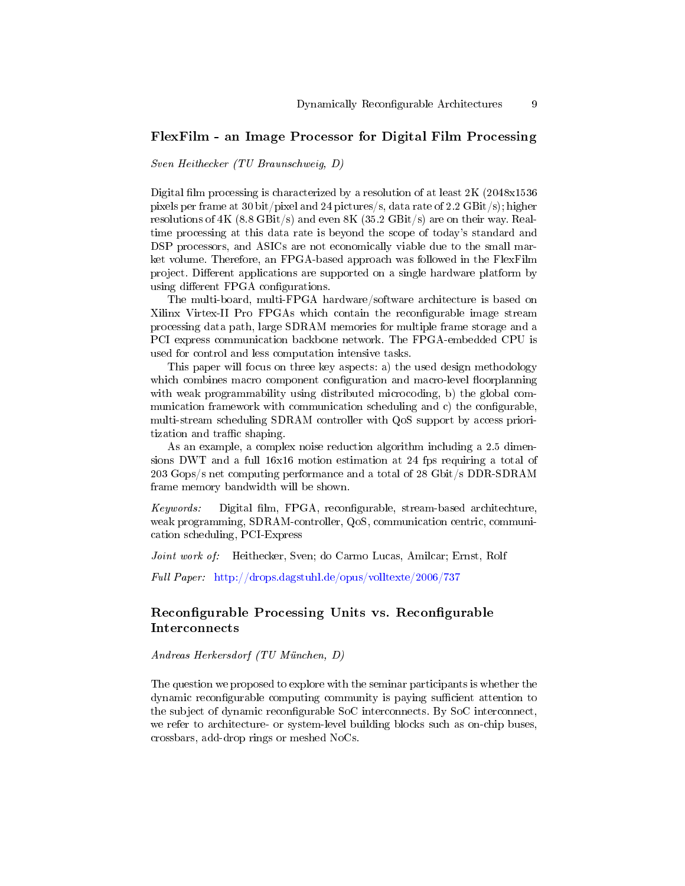## FlexFilm - an Image Processor for Digital Film Processing

*Sven Heithecker (TU Braunschweig, D)*

Digital film processing is characterized by a resolution of at least 2K (2048x1536 pixels per frame at 30 bit/pixel and 24 pictures/s, data rate of 2.2 GBit/s); higher resolutions of 4K (8.8 GBit/s) and even 8K (35.2 GBit/s) are on their way. Real-time processing at this data rate is beyond the scope of today's standard and DSP processors, and ASICs are not economically viable due to the small market volume. Therefore, an FPGA-based approach was followed in the FlexFilm project. Different applications are supported on a single hardware platform by using different FPGA configurations.

The multi-board, multi-FPGA hardware/software architecture is based on Xilinx Virtex-II Pro FPGAs which contain the reconfigurable image stream processing data path, large SDRAM memories for multiple frame storage and a PCI express communication backbone network. The FPGA-embedded CPU is used for control and less computation intensive tasks.

This paper will focus on three key aspects: a) the used design methodology which combines macro component configuration and macro-level floorplanning with weak programmability using distributed microcoding, b) the global communication framework with communication scheduling and c) the configurable, multi-stream scheduling SDRAM controller with QoS support by access prioritization and traffic shaping.

As an example, a complex noise reduction algorithm including a 2.5 dimensions DWT and a full 16x16 motion estimation at 24 fps requiring a total of 203 Gops/s net computing performance and a total of 28 Gbit/s DDR-SDRAM frame memory bandwidth will be shown.

*Keywords:* Digital film, FPGA, reconfigurable, stream-based architechture, weak programming, SDRAM-controller, QoS, communication centric, communication scheduling, PCI-Express

*Joint work of:* Heithecker, Sven; do Carmo Lucas, Amilcar; Ernst, Rolf

*Full Paper:* http://drops.dagstuhl.de/opus/volltexte/2006/737

## Reconfigurable Processing Units vs. Reconfigurable Interconnects

*Andreas Herkersdorf (TU München, D)*

The question we proposed to explore with the seminar participants is whether the dynamic reconfigurable computing community is paying sufficient attention to the subject of dynamic reconfigurable SoC interconnects. By SoC interconnect, we refer to architecture- or system-level building blocks such as on-chip buses, crossbars, add-drop rings or meshed NoCs.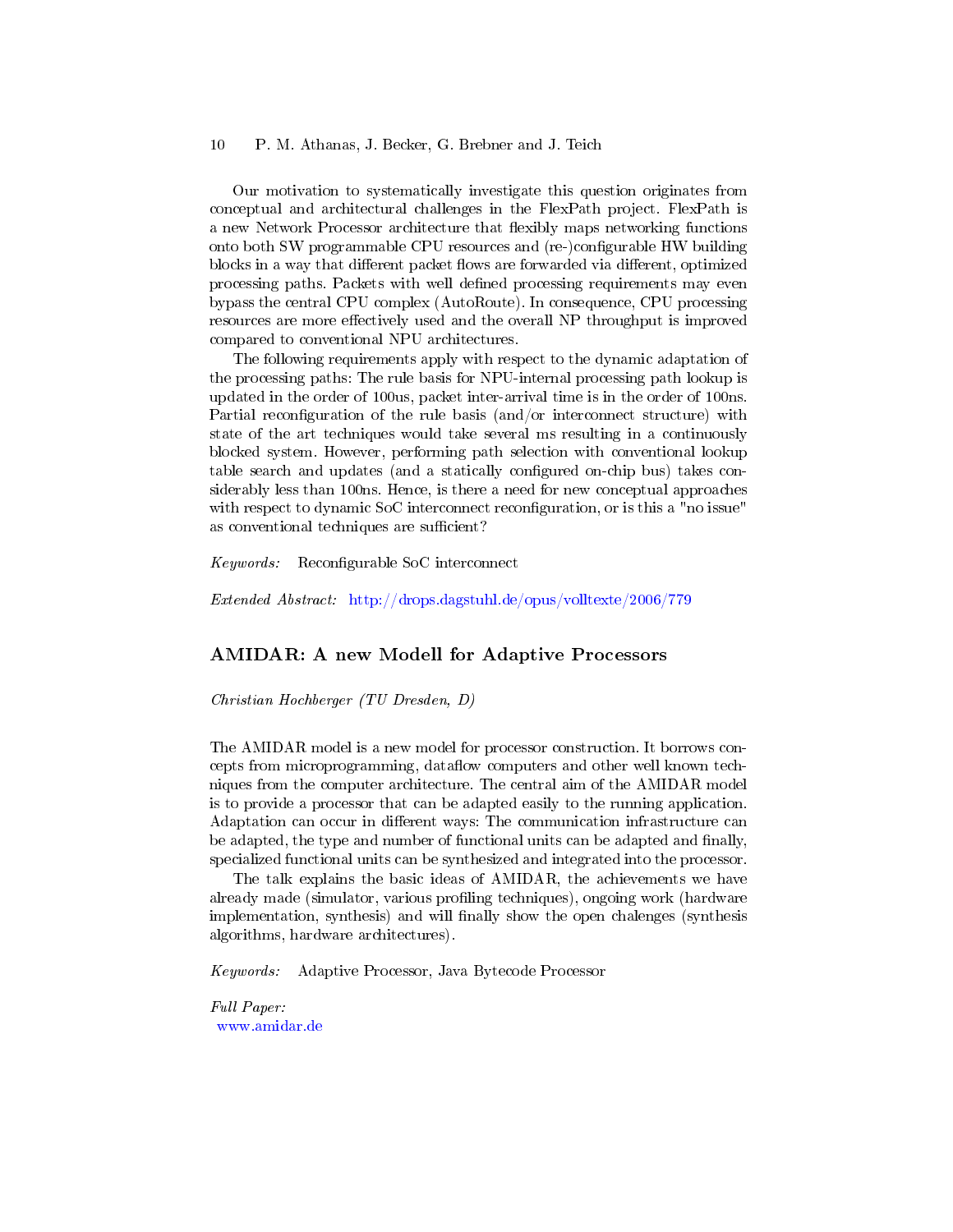Our motivation to systematically investigate this question originates from conceptual and architectural challenges in the FlexPath project. FlexPath is a new Network Processor architecture that flexibly maps networking functions onto both SW programmable CPU resources and (re-)configurable HW building blocks in a way that different packet flows are forwarded via different, optimized processing paths. Packets with well defined processing requirements may even bypass the central CPU complex (AutoRoute). In consequence, CPU processing resources are more effectively used and the overall NP throughput is improved compared to conventional NPU architectures.

The following requirements apply with respect to the dynamic adaptation of the processing paths: The rule basis for NPU-internal processing path lookup is updated in the order of 100us, packet inter-arrival time is in the order of 100ns. Partial reconfiguration of the rule basis (and/or interconnect structure) with state of the art techniques would take several ms resulting in a continuously blocked system. However, performing path selection with conventional lookup table search and updates (and a statically configured on-chip bus) takes considerably less than 100ns. Hence, is there a need for new conceptual approaches with respect to dynamic SoC interconnect reconfiguration, or is this a "no issue" as conventional techniques are sufficient?

*Keywords:* Reconfigurable SoC interconnect

*Extended Abstract:* http://drops.dagstuhl.de/opus/volltexte/2006/779

## AMIDAR: A new Modell for Adaptive Processors

*Christian Hochberger (TU Dresden, D)*

The AMIDAR model is a new model for processor construction. It borrows concepts from microprogramming, dataflow computers and other well known techniques from the computer architecture. The central aim of the AMIDAR model is to provide a processor that can be adapted easily to the running application. Adaptation can occur in different ways: The communication infrastructure can be adapted, the type and number of functional units can be adapted and finally, specialized functional units can be synthesized and integrated into the processor.

The talk explains the basic ideas of AMIDAR, the achievements we have already made (simulator, various profiling techniques), ongoing work (hardware implementation, synthesis) and will finally show the open chalenges (synthesis algorithms, hardware architectures).

*Keywords:* Adaptive Processor, Java Bytecode Processor

*Full Paper:*
www.amidar.de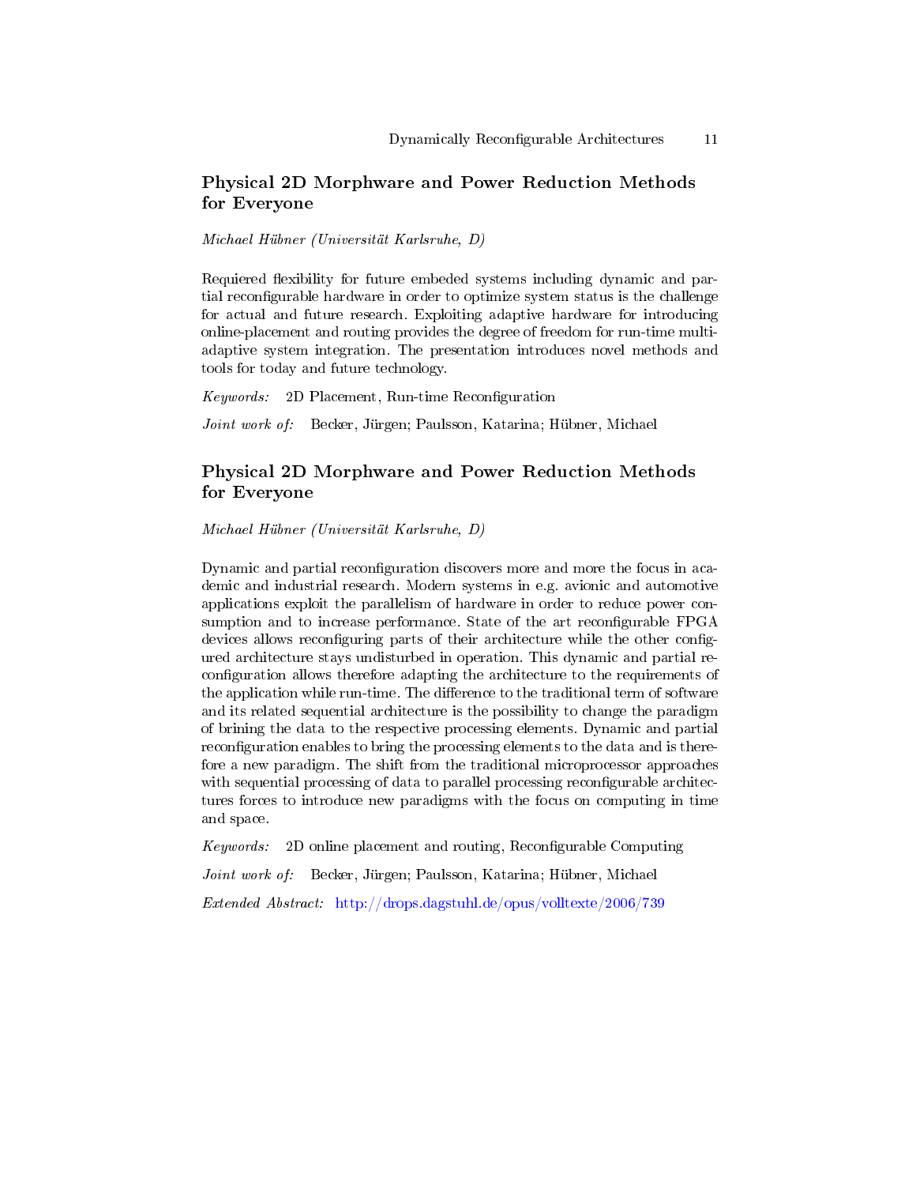## Physical 2D Morphware and Power Reduction Methods for Everyone

*Michael Hübner (Universität Karlsruhe, D)*

Requiered flexibility for future embeded systems including dynamic and partial reconfigurable hardware in order to optimize system status is the challenge for actual and future research. Exploiting adaptive hardware for introducing online-placement and routing provides the degree of freedom for run-time multi-adaptive system integration. The presentation introduces novel methods and tools for today and future technology.

*Keywords:* 2D Placement, Run-time Reconfiguration

*Joint work of:* Becker, Jürgen; Paulsson, Katarina; Hübner, Michael

## Physical 2D Morphware and Power Reduction Methods for Everyone

*Michael Hübner (Universität Karlsruhe, D)*

Dynamic and partial reconfiguration discovers more and more the focus in academic and industrial research. Modern systems in e.g. avionic and automotive applications exploit the parallelism of hardware in order to reduce power consumption and to increase performance. State of the art reconfigurable FPGA devices allows reconfiguring parts of their architecture while the other configured architecture stays undisturbed in operation. This dynamic and partial reconfiguration allows therefore adapting the architecture to the requirements of the application while run-time. The difference to the traditional term of software and its related sequential architecture is the possibility to change the paradigm of brining the data to the respective processing elements. Dynamic and partial reconfiguration enables to bring the processing elements to the data and is therefore a new paradigm. The shift from the traditional microprocessor approaches with sequential processing of data to parallel processing reconfigurable architectures forces to introduce new paradigms with the focus on computing in time and space.

*Keywords:* 2D online placement and routing, Reconfigurable Computing

*Joint work of:* Becker, Jürgen; Paulsson, Katarina; Hübner, Michael

*Extended Abstract:* http://drops.dagstuhl.de/opus/volltexte/2006/739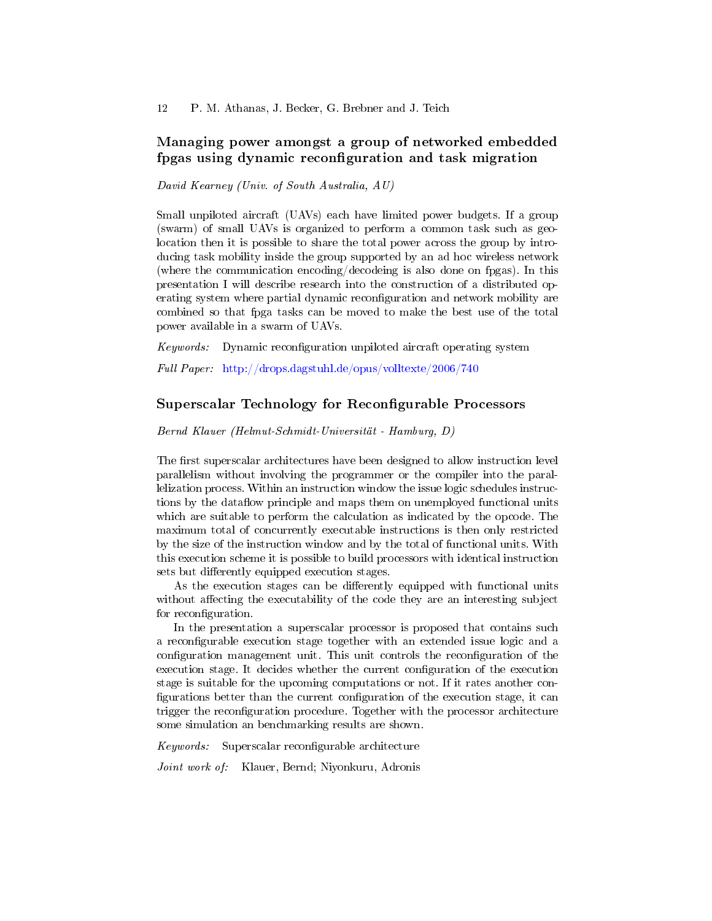## Managing power amongst a group of networked embedded fpgas using dynamic reconfiguration and task migration

*David Kearney (Univ. of South Australia, AU)*

Small unpiloted aircraft (UAVs) each have limited power budgets. If a group (swarm) of small UAVs is organized to perform a common task such as geolocation then it is possible to share the total power across the group by introducing task mobility inside the group supported by an ad hoc wireless network (where the communication encoding/decodeing is also done on fpgas). In this presentation I will describe research into the construction of a distributed operating system where partial dynamic reconfiguration and network mobility are combined so that fpga tasks can be moved to make the best use of the total power available in a swarm of UAVs.

*Keywords:* Dynamic reconfiguration unpiloted aircraft operating system

*Full Paper:* http://drops.dagstuhl.de/opus/volltexte/2006/740

## Superscalar Technology for Reconfigurable Processors

*Bernd Klauer (Helmut-Schmidt-Universität - Hamburg, D)*

The first superscalar architectures have been designed to allow instruction level parallelism without involving the programmer or the compiler into the parallelization process. Within an instruction window the issue logic schedules instructions by the dataflow principle and maps them on unemployed functional units which are suitable to perform the calculation as indicated by the opcode. The maximum total of concurrently executable instructions is then only restricted by the size of the instruction window and by the total of functional units. With this execution scheme it is possible to build processors with identical instruction sets but differently equipped execution stages.

As the execution stages can be differently equipped with functional units without affecting the executability of the code they are an interesting subject for reconfiguration.

In the presentation a superscalar processor is proposed that contains such a reconfigurable execution stage together with an extended issue logic and a configuration management unit. This unit controls the reconfiguration of the execution stage. It decides whether the current configuration of the execution stage is suitable for the upcoming computations or not. If it rates another configurations better than the current configuration of the execution stage, it can trigger the reconfiguration procedure. Together with the processor architecture some simulation an benchmarking results are shown.

*Keywords:* Superscalar reconfigurable architecture

*Joint work of:* Klauer, Bernd; Niyonkuru, Adronis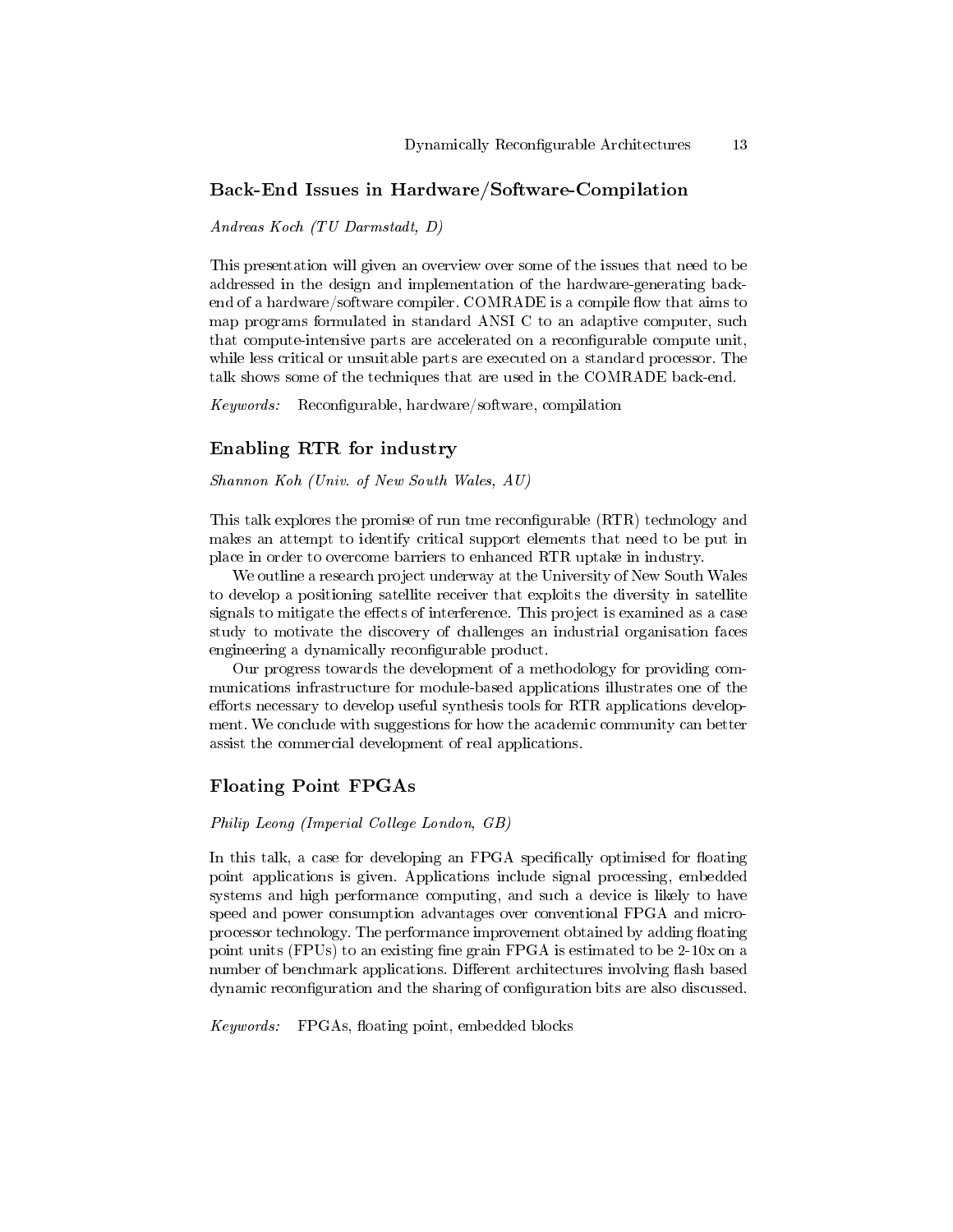## Back-End Issues in Hardware/Software-Compilation

*Andreas Koch (TU Darmstadt, D)*

This presentation will given an overview over some of the issues that need to be addressed in the design and implementation of the hardware-generating back-end of a hardware/software compiler. COMRADE is a compile flow that aims to map programs formulated in standard ANSI C to an adaptive computer, such that compute-intensive parts are accelerated on a reconfigurable compute unit, while less critical or unsuitable parts are executed on a standard processor. The talk shows some of the techniques that are used in the COMRADE back-end.

*Keywords:* Reconfigurable, hardware/software, compilation

## Enabling RTR for industry

*Shannon Koh (Univ. of New South Wales, AU)*

This talk explores the promise of run tme reconfigurable (RTR) technology and makes an attempt to identify critical support elements that need to be put in place in order to overcome barriers to enhanced RTR uptake in industry.

We outline a research project underway at the University of New South Wales to develop a positioning satellite receiver that exploits the diversity in satellite signals to mitigate the effects of interference. This project is examined as a case study to motivate the discovery of challenges an industrial organisation faces engineering a dynamically reconfigurable product.

Our progress towards the development of a methodology for providing communications infrastructure for module-based applications illustrates one of the efforts necessary to develop useful synthesis tools for RTR applications development. We conclude with suggestions for how the academic community can better assist the commercial development of real applications.

## Floating Point FPGAs

*Philip Leong (Imperial College London, GB)*

In this talk, a case for developing an FPGA specifically optimised for floating point applications is given. Applications include signal processing, embedded systems and high performance computing, and such a device is likely to have speed and power consumption advantages over conventional FPGA and microprocessor technology. The performance improvement obtained by adding floating point units (FPUs) to an existing fine grain FPGA is estimated to be 2-10x on a number of benchmark applications. Different architectures involving flash based dynamic reconfiguration and the sharing of configuration bits are also discussed.

*Keywords:* FPGAs, floating point, embedded blocks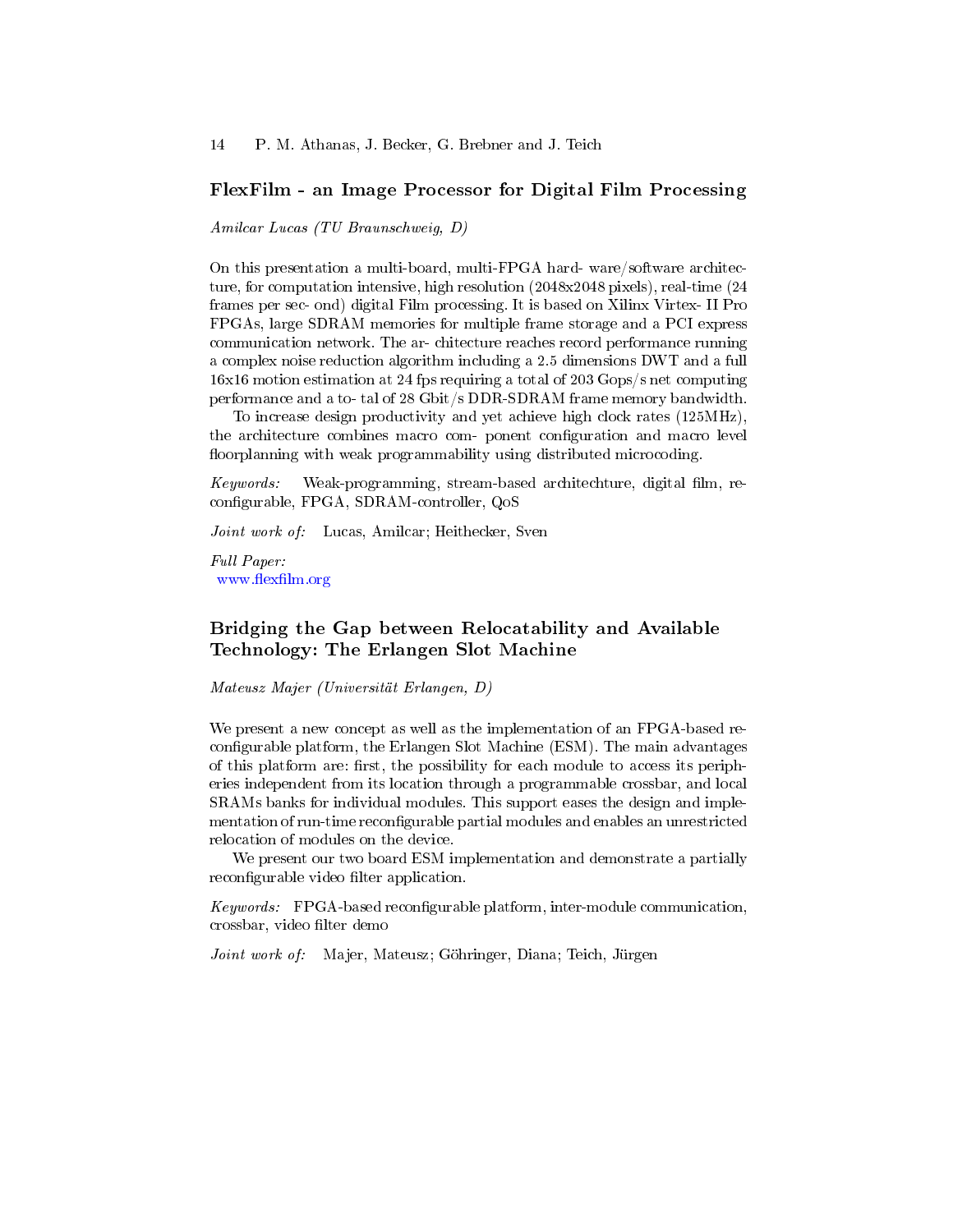## FlexFilm - an Image Processor for Digital Film Processing

*Amilcar Lucas (TU Braunschweig, D)*

On this presentation a multi-board, multi-FPGA hard- ware/software architecture, for computation intensive, high resolution (2048x2048 pixels), real-time (24 frames per sec- ond) digital Film processing. It is based on Xilinx Virtex- II Pro FPGAs, large SDRAM memories for multiple frame storage and a PCI express communication network. The ar- chitecture reaches record performance running a complex noise reduction algorithm including a 2.5 dimensions DWT and a full 16x16 motion estimation at 24 fps requiring a total of 203 Gops/s net computing performance and a to- tal of 28 Gbit/s DDR-SDRAM frame memory bandwidth.

To increase design productivity and yet achieve high clock rates (125MHz), the architecture combines macro com- ponent configuration and macro level floorplanning with weak programmability using distributed microcoding.

*Keywords:* Weak-programming, stream-based architechture, digital film, reconfigurable, FPGA, SDRAM-controller, QoS

*Joint work of:* Lucas, Amilcar; Heithecker, Sven

*Full Paper:*
www.flexfilm.org

## Bridging the Gap between Relocatability and Available Technology: The Erlangen Slot Machine

*Mateusz Majer (Universität Erlangen, D)*

We present a new concept as well as the implementation of an FPGA-based reconfigurable platform, the Erlangen Slot Machine (ESM). The main advantages of this platform are: first, the possibility for each module to access its peripheries independent from its location through a programmable crossbar, and local SRAMs banks for individual modules. This support eases the design and implementation of run-time reconfigurable partial modules and enables an unrestricted relocation of modules on the device.

We present our two board ESM implementation and demonstrate a partially reconfigurable video filter application.

*Keywords:* FPGA-based reconfigurable platform, inter-module communication, crossbar, video filter demo

*Joint work of:* Majer, Mateusz; Göhringer, Diana; Teich, Jürgen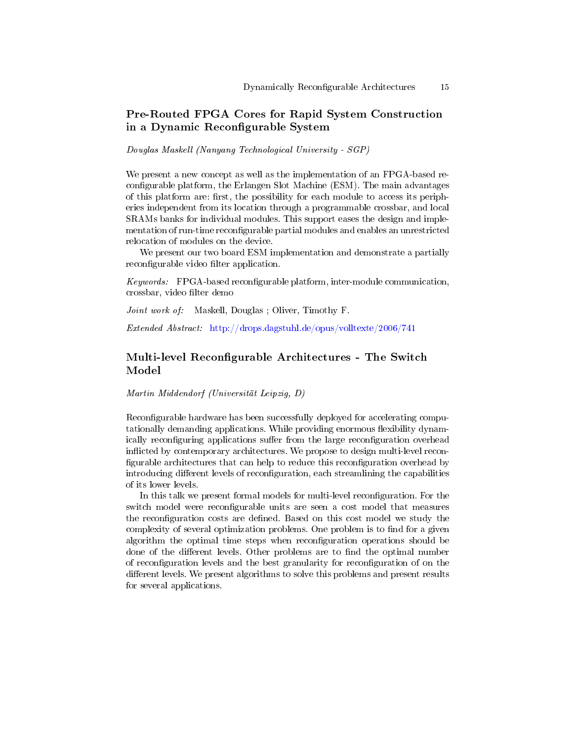## Pre-Routed FPGA Cores for Rapid System Construction in a Dynamic Reconfigurable System

*Douglas Maskell (Nanyang Technological University - SGP)*

We present a new concept as well as the implementation of an FPGA-based reconfigurable platform, the Erlangen Slot Machine (ESM). The main advantages of this platform are: first, the possibility for each module to access its peripheries independent from its location through a programmable crossbar, and local SRAMs banks for individual modules. This support eases the design and implementation of run-time reconfigurable partial modules and enables an unrestricted relocation of modules on the device.

We present our two board ESM implementation and demonstrate a partially reconfigurable video filter application.

*Keywords:* FPGA-based reconfigurable platform, inter-module communication, crossbar, video filter demo

*Joint work of:* Maskell, Douglas ; Oliver, Timothy F.

*Extended Abstract:* http://drops.dagstuhl.de/opus/volltexte/2006/741

## Multi-level Reconfigurable Architectures - The Switch Model

*Martin Middendorf (Universität Leipzig, D)*

Reconfigurable hardware has been successfully deployed for accelerating computationally demanding applications. While providing enormous flexibility dynamically reconfiguring applications suffer from the large reconfiguration overhead inflicted by contemporary architectures. We propose to design multi-level reconfigurable architectures that can help to reduce this reconfiguration overhead by introducing different levels of reconfiguration, each streamlining the capabilities of its lower levels.

In this talk we present formal models for multi-level reconfiguration. For the switch model were reconfigurable units are seen a cost model that measures the reconfiguration costs are defined. Based on this cost model we study the complexity of several optimization problems. One problem is to find for a given algorithm the optimal time steps when reconfiguration operations should be done of the different levels. Other problems are to find the optimal number of reconfiguration levels and the best granularity for reconfiguration of on the different levels. We present algorithms to solve this problems and present results for several applications.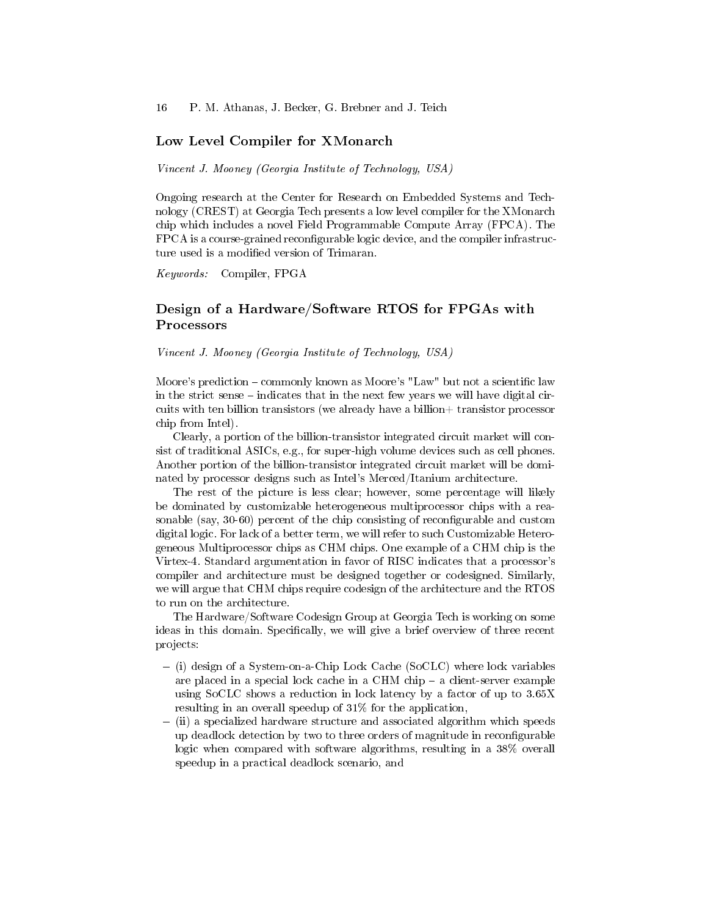## Low Level Compiler for XMonarch

*Vincent J. Mooney (Georgia Institute of Technology, USA)*

Ongoing research at the Center for Research on Embedded Systems and Technology (CREST) at Georgia Tech presents a low level compiler for the XMonarch chip which includes a novel Field Programmable Compute Array (FPCA). The FPCA is a course-grained reconfigurable logic device, and the compiler infrastructure used is a modified version of Trimaran.

*Keywords:* Compiler, FPGA

## Design of a Hardware/Software RTOS for FPGAs with Processors

*Vincent J. Mooney (Georgia Institute of Technology, USA)*

Moore's prediction – commonly known as Moore's "Law" but not a scientific law in the strict sense – indicates that in the next few years we will have digital circuits with ten billion transistors (we already have a billion+ transistor processor chip from Intel).

Clearly, a portion of the billion-transistor integrated circuit market will consist of traditional ASICs, e.g., for super-high volume devices such as cell phones. Another portion of the billion-transistor integrated circuit market will be dominated by processor designs such as Intel's Merced/Itanium architecture.

The rest of the picture is less clear; however, some percentage will likely be dominated by customizable heterogeneous multiprocessor chips with a reasonable (say, 30-60) percent of the chip consisting of reconfigurable and custom digital logic. For lack of a better term, we will refer to such Customizable Heterogeneous Multiprocessor chips as CHM chips. One example of a CHM chip is the Virtex-4. Standard argumentation in favor of RISC indicates that a processor's compiler and architecture must be designed together or codesigned. Similarly, we will argue that CHM chips require codesign of the architecture and the RTOS to run on the architecture.

The Hardware/Software Codesign Group at Georgia Tech is working on some ideas in this domain. Specifically, we will give a brief overview of three recent projects:

- (i) design of a System-on-a-Chip Lock Cache (SoCLC) where lock variables are placed in a special lock cache in a CHM chip – a client-server example using SoCLC shows a reduction in lock latency by a factor of up to 3.65X resulting in an overall speedup of 31% for the application,
- (ii) a specialized hardware structure and associated algorithm which speeds up deadlock detection by two to three orders of magnitude in reconfigurable logic when compared with software algorithms, resulting in a 38% overall speedup in a practical deadlock scenario, and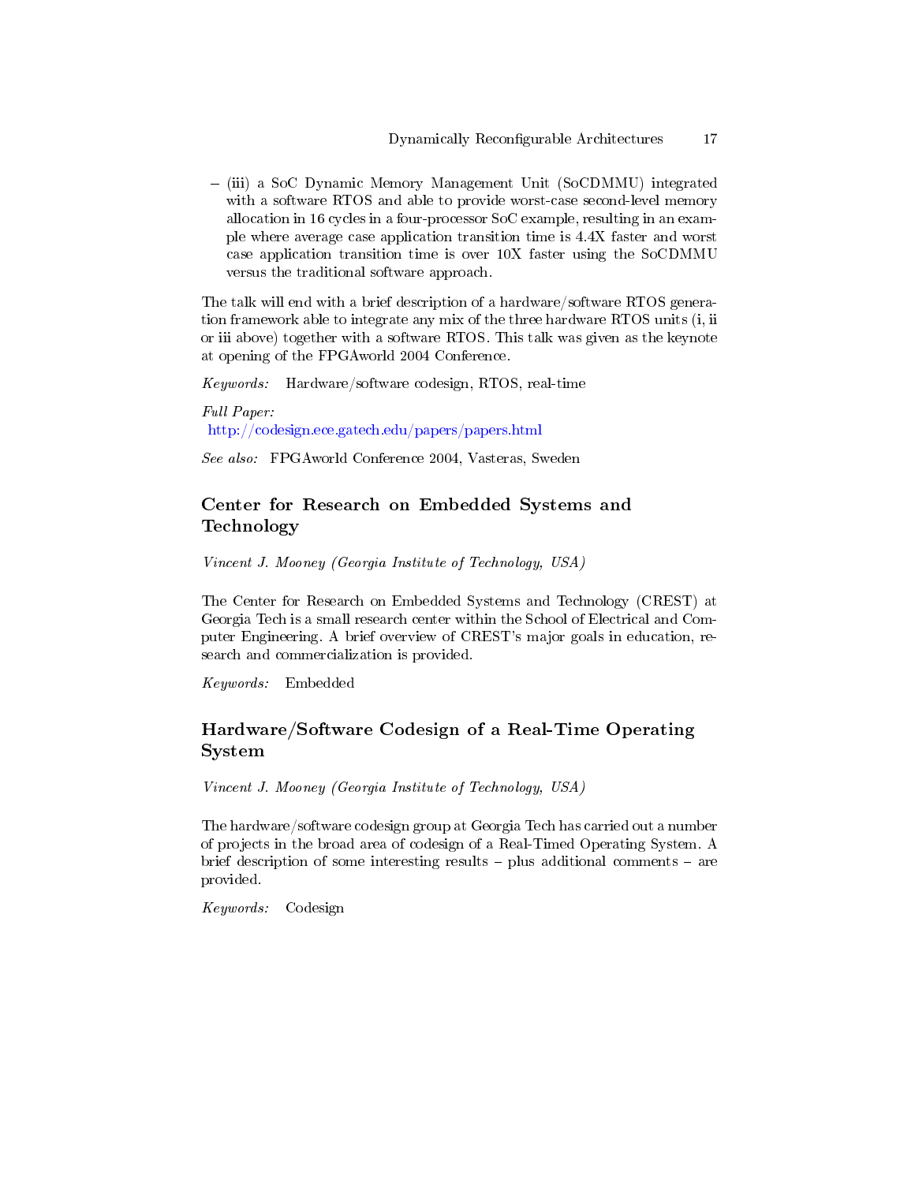– (iii) a SoC Dynamic Memory Management Unit (SoCDMMU) integrated with a software RTOS and able to provide worst-case second-level memory allocation in 16 cycles in a four-processor SoC example, resulting in an example where average case application transition time is 4.4X faster and worst case application transition time is over 10X faster using the SoCDMMU versus the traditional software approach.

The talk will end with a brief description of a hardware/software RTOS generation framework able to integrate any mix of the three hardware RTOS units (i, ii or iii above) together with a software RTOS. This talk was given as the keynote at opening of the FPGAworld 2004 Conference.

*Keywords:* Hardware/software codesign, RTOS, real-time

*Full Paper:*
http://codesign.ece.gatech.edu/papers/papers.html

*See also:* FPGAworld Conference 2004, Vasteras, Sweden

## Center for Research on Embedded Systems and Technology

*Vincent J. Mooney (Georgia Institute of Technology, USA)*

The Center for Research on Embedded Systems and Technology (CREST) at Georgia Tech is a small research center within the School of Electrical and Computer Engineering. A brief overview of CREST's major goals in education, research and commercialization is provided.

*Keywords:* Embedded

## Hardware/Software Codesign of a Real-Time Operating System

*Vincent J. Mooney (Georgia Institute of Technology, USA)*

The hardware/software codesign group at Georgia Tech has carried out a number of projects in the broad area of codesign of a Real-Timed Operating System. A brief description of some interesting results – plus additional comments – are provided.

*Keywords:* Codesign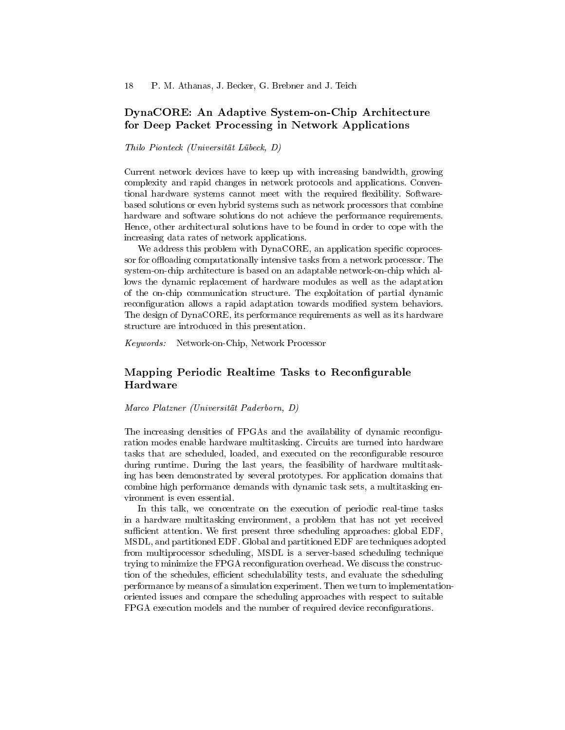## DynaCORE: An Adaptive System-on-Chip Architecture for Deep Packet Processing in Network Applications

*Thilo Pionteck (Universität Lübeck, D)*

Current network devices have to keep up with increasing bandwidth, growing complexity and rapid changes in network protocols and applications. Conventional hardware systems cannot meet with the required flexibility. Software-based solutions or even hybrid systems such as network processors that combine hardware and software solutions do not achieve the performance requirements. Hence, other architectural solutions have to be found in order to cope with the increasing data rates of network applications.

We address this problem with DynaCORE, an application specific coprocessor for offloading computationally intensive tasks from a network processor. The system-on-chip architecture is based on an adaptable network-on-chip which allows the dynamic replacement of hardware modules as well as the adaptation of the on-chip communication structure. The exploitation of partial dynamic reconfiguration allows a rapid adaptation towards modified system behaviors. The design of DynaCORE, its performance requirements as well as its hardware structure are introduced in this presentation.

*Keywords:* Network-on-Chip, Network Processor

## Mapping Periodic Realtime Tasks to Reconfigurable Hardware

*Marco Platzner (Universität Paderborn, D)*

The increasing densities of FPGAs and the availability of dynamic reconfiguration modes enable hardware multitasking. Circuits are turned into hardware tasks that are scheduled, loaded, and executed on the reconfigurable resource during runtime. During the last years, the feasibility of hardware multitasking has been demonstrated by several prototypes. For application domains that combine high performance demands with dynamic task sets, a multitasking environment is even essential.

In this talk, we concentrate on the execution of periodic real-time tasks in a hardware multitasking environment, a problem that has not yet received sufficient attention. We first present three scheduling approaches: global EDF, MSDL, and partitioned EDF. Global and partitioned EDF are techniques adopted from multiprocessor scheduling, MSDL is a server-based scheduling technique trying to minimize the FPGA reconfiguration overhead. We discuss the construction of the schedules, efficient schedulability tests, and evaluate the scheduling performance by means of a simulation experiment. Then we turn to implementation-oriented issues and compare the scheduling approaches with respect to suitable FPGA execution models and the number of required device reconfigurations.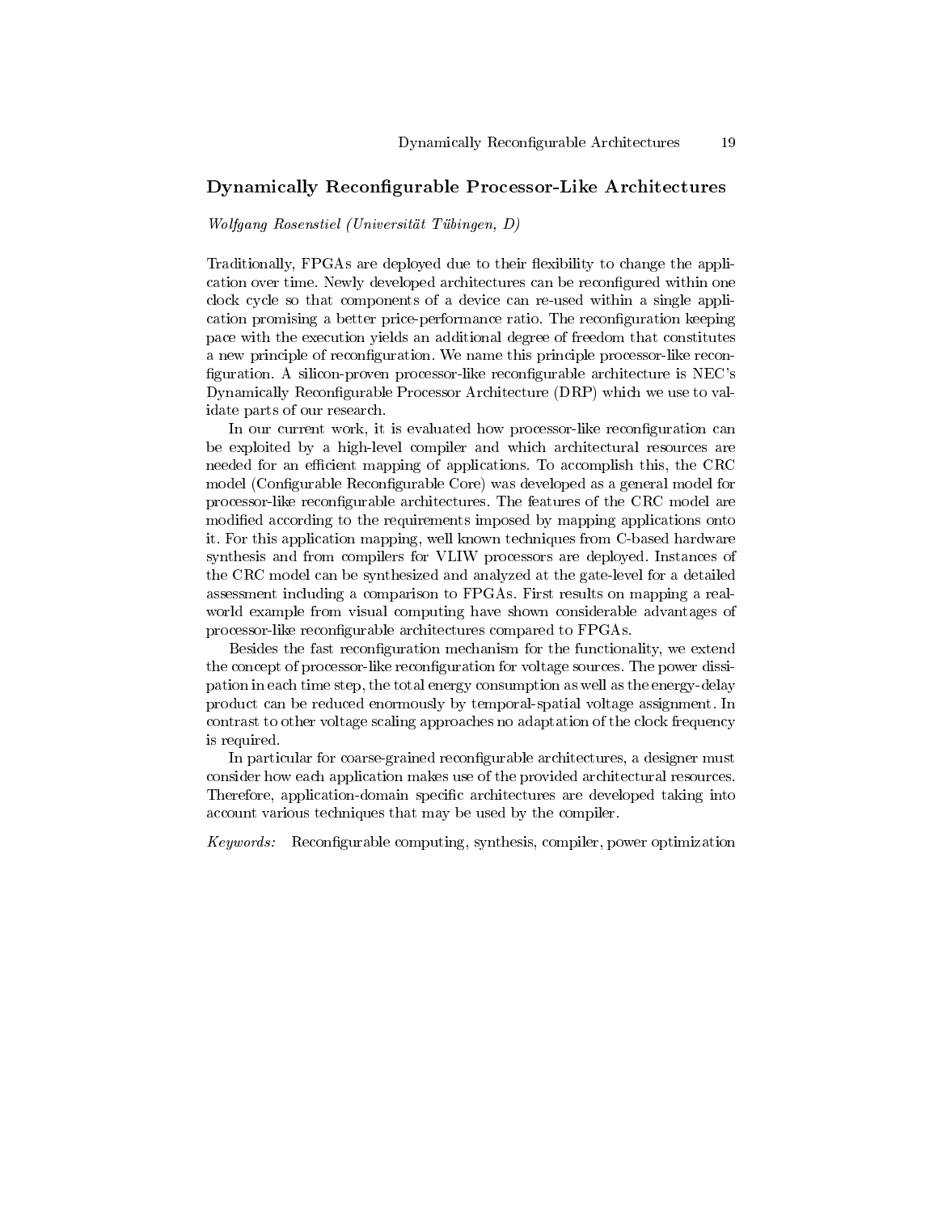## Dynamically Reconfigurable Processor-Like Architectures

*Wolfgang Rosenstiel (Universität Tübingen, D)*

Traditionally, FPGAs are deployed due to their flexibility to change the application over time. Newly developed architectures can be reconfigured within one clock cycle so that components of a device can re-used within a single application promising a better price-performance ratio. The reconfiguration keeping pace with the execution yields an additional degree of freedom that constitutes a new principle of reconfiguration. We name this principle processor-like reconfiguration. A silicon-proven processor-like reconfigurable architecture is NEC's Dynamically Reconfigurable Processor Architecture (DRP) which we use to validate parts of our research.

In our current work, it is evaluated how processor-like reconfiguration can be exploited by a high-level compiler and which architectural resources are needed for an efficient mapping of applications. To accomplish this, the CRC model (Configurable Reconfigurable Core) was developed as a general model for processor-like reconfigurable architectures. The features of the CRC model are modified according to the requirements imposed by mapping applications onto it. For this application mapping, well known techniques from C-based hardware synthesis and from compilers for VLIW processors are deployed. Instances of the CRC model can be synthesized and analyzed at the gate-level for a detailed assessment including a comparison to FPGAs. First results on mapping a real-world example from visual computing have shown considerable advantages of processor-like reconfigurable architectures compared to FPGAs.

Besides the fast reconfiguration mechanism for the functionality, we extend the concept of processor-like reconfiguration for voltage sources. The power dissipation in each time step, the total energy consumption as well as the energy-delay product can be reduced enormously by temporal-spatial voltage assignment. In contrast to other voltage scaling approaches no adaptation of the clock frequency is required.

In particular for coarse-grained reconfigurable architectures, a designer must consider how each application makes use of the provided architectural resources. Therefore, application-domain specific architectures are developed taking into account various techniques that may be used by the compiler.

*Keywords:* Reconfigurable computing, synthesis, compiler, power optimization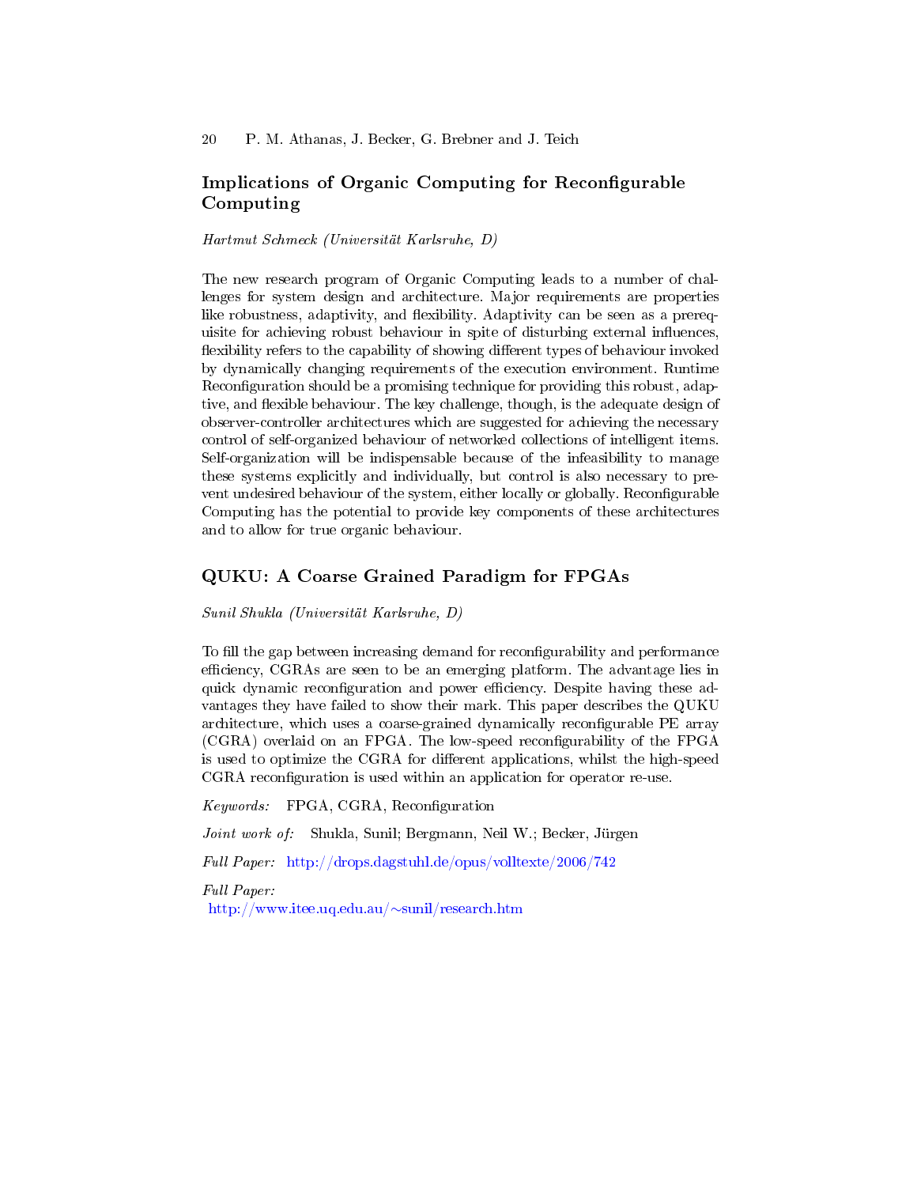## Implications of Organic Computing for Reconfigurable Computing

*Hartmut Schmeck (Universität Karlsruhe, D)*

The new research program of Organic Computing leads to a number of challenges for system design and architecture. Major requirements are properties like robustness, adaptivity, and flexibility. Adaptivity can be seen as a prerequisite for achieving robust behaviour in spite of disturbing external influences, flexibility refers to the capability of showing different types of behaviour invoked by dynamically changing requirements of the execution environment. Runtime Reconfiguration should be a promising technique for providing this robust, adaptive, and flexible behaviour. The key challenge, though, is the adequate design of observer-controller architectures which are suggested for achieving the necessary control of self-organized behaviour of networked collections of intelligent items. Self-organization will be indispensable because of the infeasibility to manage these systems explicitly and individually, but control is also necessary to prevent undesired behaviour of the system, either locally or globally. Reconfigurable Computing has the potential to provide key components of these architectures and to allow for true organic behaviour.

## QUKU: A Coarse Grained Paradigm for FPGAs

*Sunil Shukla (Universität Karlsruhe, D)*

To fill the gap between increasing demand for reconfigurability and performance efficiency, CGRAs are seen to be an emerging platform. The advantage lies in quick dynamic reconfiguration and power efficiency. Despite having these advantages they have failed to show their mark. This paper describes the QUKU architecture, which uses a coarse-grained dynamically reconfigurable PE array (CGRA) overlaid on an FPGA. The low-speed reconfigurability of the FPGA is used to optimize the CGRA for different applications, whilst the high-speed CGRA reconfiguration is used within an application for operator re-use.

*Keywords:* FPGA, CGRA, Reconfiguration

*Joint work of:* Shukla, Sunil; Bergmann, Neil W.; Becker, Jürgen

*Full Paper:* http://drops.dagstuhl.de/opus/volltexte/2006/742

*Full Paper:*
http://www.itee.uq.edu.au/~sunil/research.htm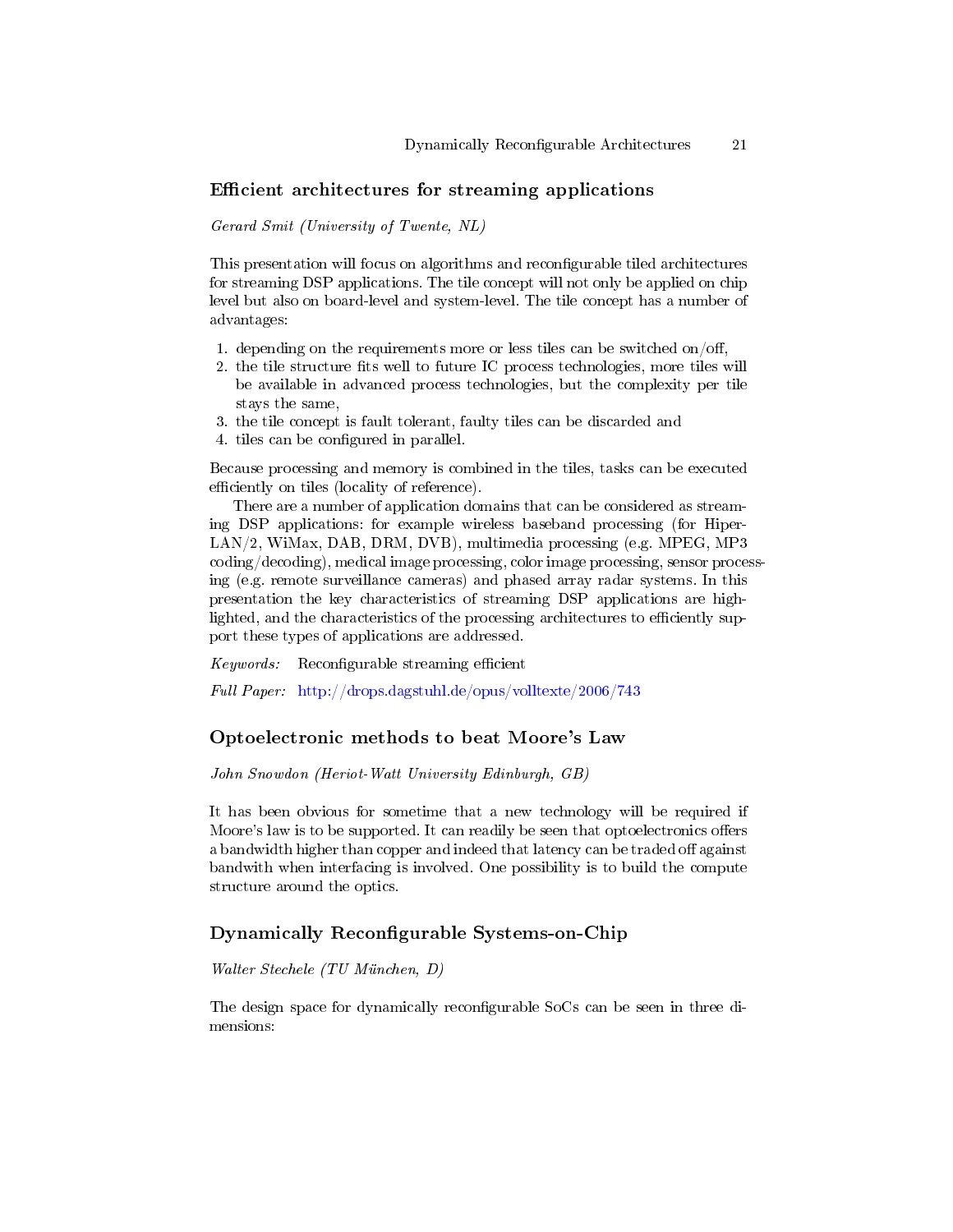## Efficient architectures for streaming applications

*Gerard Smit (University of Twente, NL)*

This presentation will focus on algorithms and reconfigurable tiled architectures for streaming DSP applications. The tile concept will not only be applied on chip level but also on board-level and system-level. The tile concept has a number of advantages:

1. depending on the requirements more or less tiles can be switched on/off,
2. the tile structure fits well to future IC process technologies, more tiles will be available in advanced process technologies, but the complexity per tile stays the same,
3. the tile concept is fault tolerant, faulty tiles can be discarded and
4. tiles can be configured in parallel.

Because processing and memory is combined in the tiles, tasks can be executed efficiently on tiles (locality of reference).

There are a number of application domains that can be considered as streaming DSP applications: for example wireless baseband processing (for HiperLAN/2, WiMax, DAB, DRM, DVB), multimedia processing (e.g. MPEG, MP3 coding/decoding), medical image processing, color image processing, sensor processing (e.g. remote surveillance cameras) and phased array radar systems. In this presentation the key characteristics of streaming DSP applications are highlighted, and the characteristics of the processing architectures to efficiently support these types of applications are addressed.

*Keywords:* Reconfigurable streaming efficient

*Full Paper:* http://drops.dagstuhl.de/opus/volltexte/2006/743

## Optoelectronic methods to beat Moore's Law

*John Snowdon (Heriot-Watt University Edinburgh, GB)*

It has been obvious for sometime that a new technology will be required if Moore's law is to be supported. It can readily be seen that optoelectronics offers a bandwidth higher than copper and indeed that latency can be traded off against bandwith when interfacing is involved. One possibility is to build the compute structure around the optics.

## Dynamically Reconfigurable Systems-on-Chip

*Walter Stechele (TU München, D)*

The design space for dynamically reconfigurable SoCs can be seen in three dimensions: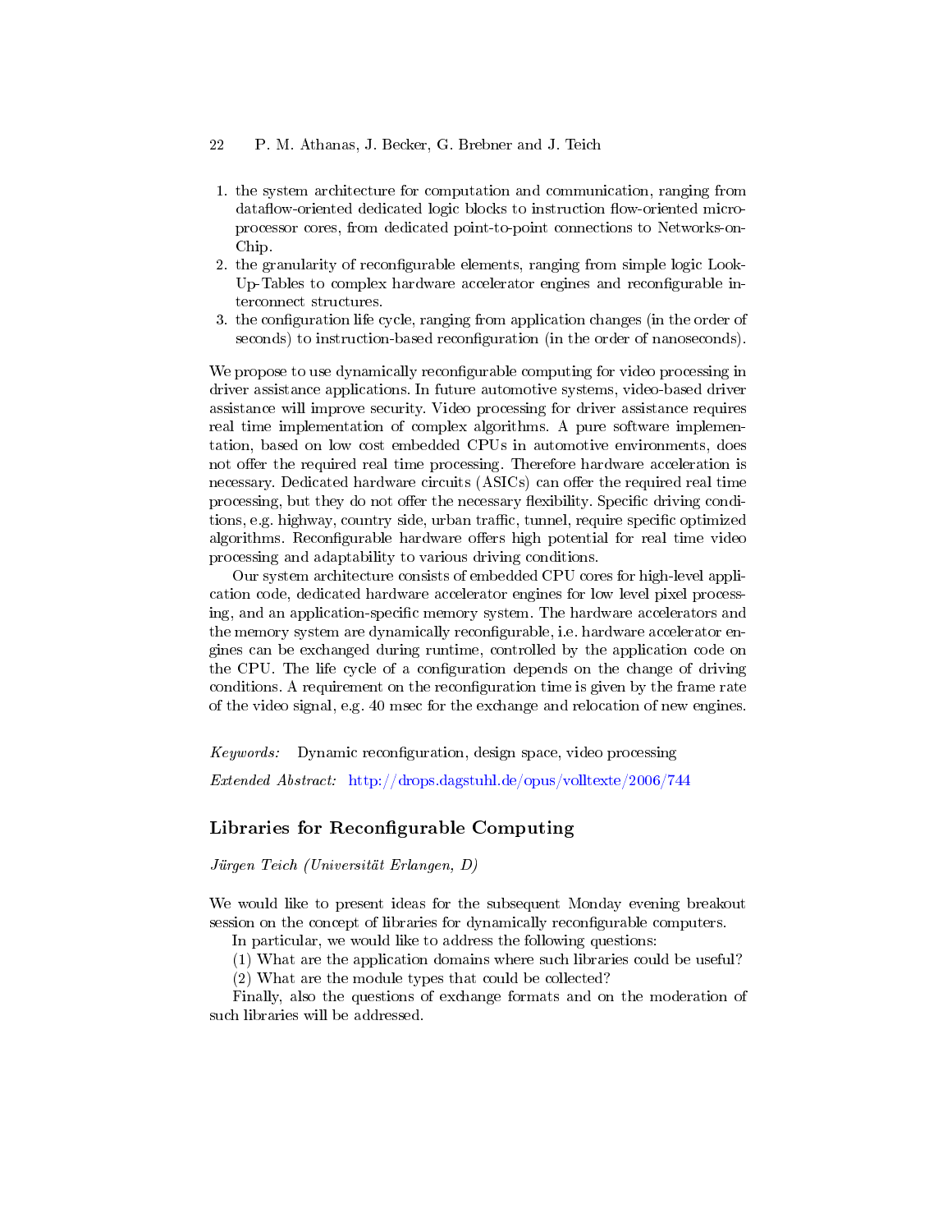1. the system architecture for computation and communication, ranging from dataflow-oriented dedicated logic blocks to instruction flow-oriented microprocessor cores, from dedicated point-to-point connections to Networks-on-Chip.
2. the granularity of reconfigurable elements, ranging from simple logic Look-Up-Tables to complex hardware accelerator engines and reconfigurable interconnect structures.
3. the configuration life cycle, ranging from application changes (in the order of seconds) to instruction-based reconfiguration (in the order of nanoseconds).

We propose to use dynamically reconfigurable computing for video processing in driver assistance applications. In future automotive systems, video-based driver assistance will improve security. Video processing for driver assistance requires real time implementation of complex algorithms. A pure software implementation, based on low cost embedded CPUs in automotive environments, does not offer the required real time processing. Therefore hardware acceleration is necessary. Dedicated hardware circuits (ASICs) can offer the required real time processing, but they do not offer the necessary flexibility. Specific driving conditions, e.g. highway, country side, urban traffic, tunnel, require specific optimized algorithms. Reconfigurable hardware offers high potential for real time video processing and adaptability to various driving conditions.

Our system architecture consists of embedded CPU cores for high-level application code, dedicated hardware accelerator engines for low level pixel processing, and an application-specific memory system. The hardware accelerators and the memory system are dynamically reconfigurable, i.e. hardware accelerator engines can be exchanged during runtime, controlled by the application code on the CPU. The life cycle of a configuration depends on the change of driving conditions. A requirement on the reconfiguration time is given by the frame rate of the video signal, e.g. 40 msec for the exchange and relocation of new engines.

*Keywords:* Dynamic reconfiguration, design space, video processing

*Extended Abstract:* http://drops.dagstuhl.de/opus/volltexte/2006/744

## Libraries for Reconfigurable Computing

*Jürgen Teich (Universität Erlangen, D)*

We would like to present ideas for the subsequent Monday evening breakout session on the concept of libraries for dynamically reconfigurable computers.

In particular, we would like to address the following questions:

(1) What are the application domains where such libraries could be useful?

(2) What are the module types that could be collected?

Finally, also the questions of exchange formats and on the moderation of such libraries will be addressed.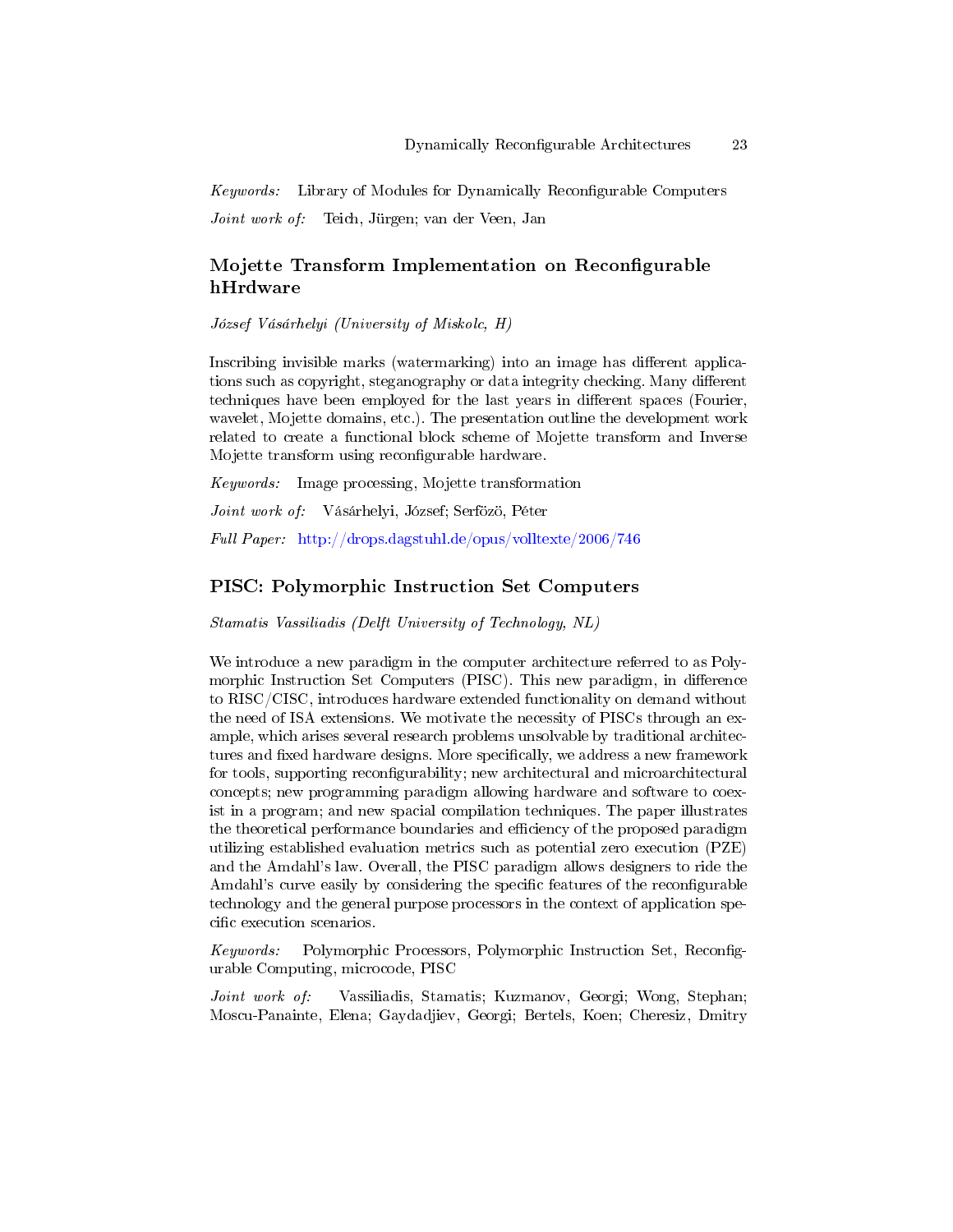*Keywords:* Library of Modules for Dynamically Reconfigurable Computers

*Joint work of:* Teich, Jürgen; van der Veen, Jan

## Mojette Transform Implementation on Reconfigurable hHrdware

*József Vásárhelyi (University of Miskolc, H)*

Inscribing invisible marks (watermarking) into an image has different applications such as copyright, steganography or data integrity checking. Many different techniques have been employed for the last years in different spaces (Fourier, wavelet, Mojette domains, etc.). The presentation outline the development work related to create a functional block scheme of Mojette transform and Inverse Mojette transform using reconfigurable hardware.

*Keywords:* Image processing, Mojette transformation

*Joint work of:* Vásárhelyi, József; Serfözö, Péter

*Full Paper:* http://drops.dagstuhl.de/opus/volltexte/2006/746

## PISC: Polymorphic Instruction Set Computers

*Stamatis Vassiliadis (Delft University of Technology, NL)*

We introduce a new paradigm in the computer architecture referred to as Polymorphic Instruction Set Computers (PISC). This new paradigm, in difference to RISC/CISC, introduces hardware extended functionality on demand without the need of ISA extensions. We motivate the necessity of PISCs through an example, which arises several research problems unsolvable by traditional architectures and fixed hardware designs. More specifically, we address a new framework for tools, supporting reconfigurability; new architectural and microarchitectural concepts; new programming paradigm allowing hardware and software to coexist in a program; and new spacial compilation techniques. The paper illustrates the theoretical performance boundaries and efficiency of the proposed paradigm utilizing established evaluation metrics such as potential zero execution (PZE) and the Amdahl's law. Overall, the PISC paradigm allows designers to ride the Amdahl's curve easily by considering the specific features of the reconfigurable technology and the general purpose processors in the context of application specific execution scenarios.

*Keywords:* Polymorphic Processors, Polymorphic Instruction Set, Reconfigurable Computing, microcode, PISC

*Joint work of:* Vassiliadis, Stamatis; Kuzmanov, Georgi; Wong, Stephan; Moscu-Panainte, Elena; Gaydadjiev, Georgi; Bertels, Koen; Cheresiz, Dmitry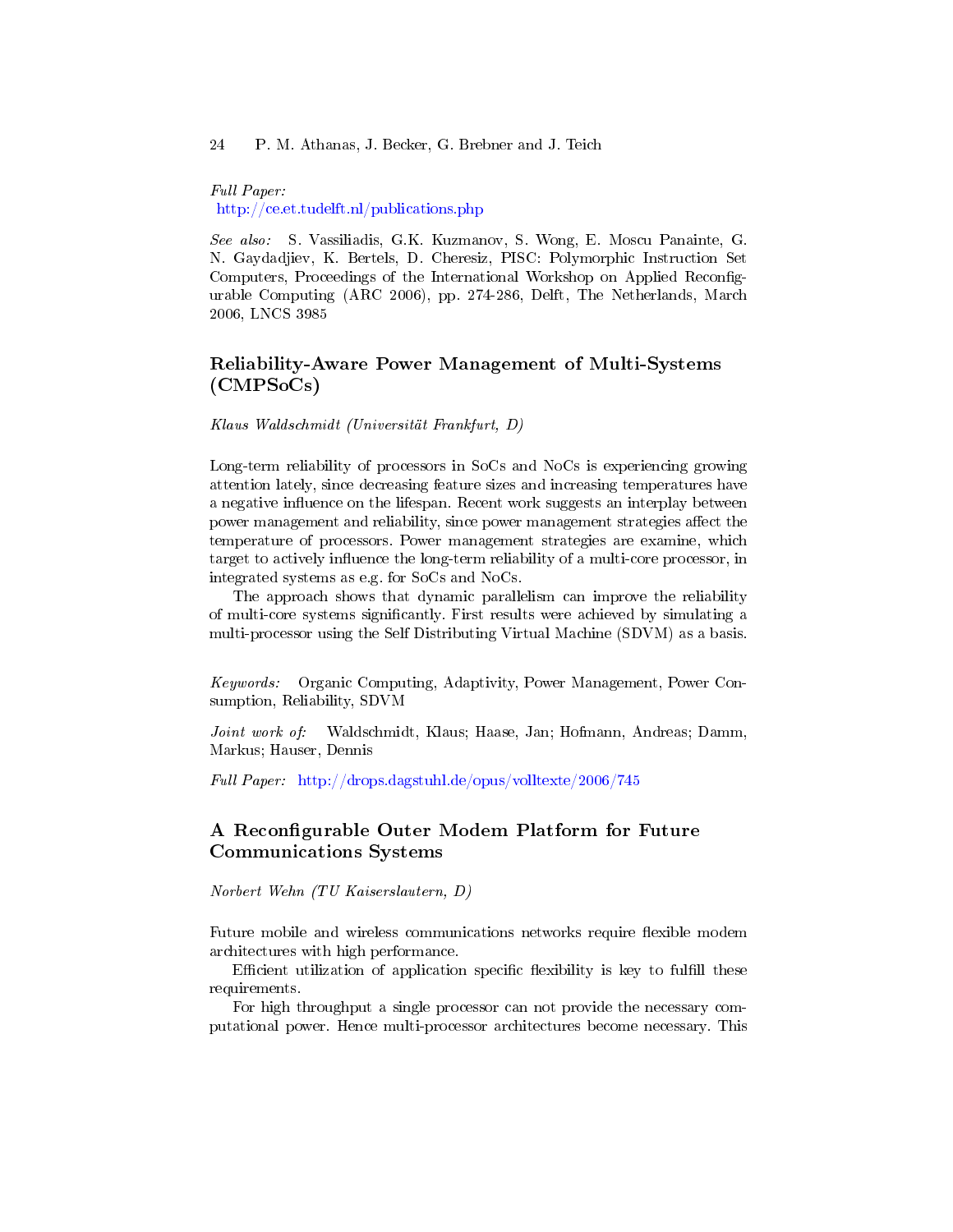*Full Paper:*
http://ce.et.tudelft.nl/publications.php

*See also:* S. Vassiliadis, G.K. Kuzmanov, S. Wong, E. Moscu Panainte, G. N. Gaydadjiev, K. Bertels, D. Cheresiz, PISC: Polymorphic Instruction Set Computers, Proceedings of the International Workshop on Applied Reconfigurable Computing (ARC 2006), pp. 274-286, Delft, The Netherlands, March 2006, LNCS 3985

## Reliability-Aware Power Management of Multi-Systems (CMPSoCs)

*Klaus Waldschmidt (Universität Frankfurt, D)*

Long-term reliability of processors in SoCs and NoCs is experiencing growing attention lately, since decreasing feature sizes and increasing temperatures have a negative influence on the lifespan. Recent work suggests an interplay between power management and reliability, since power management strategies affect the temperature of processors. Power management strategies are examine, which target to actively influence the long-term reliability of a multi-core processor, in integrated systems as e.g. for SoCs and NoCs.

The approach shows that dynamic parallelism can improve the reliability of multi-core systems significantly. First results were achieved by simulating a multi-processor using the Self Distributing Virtual Machine (SDVM) as a basis.

*Keywords:* Organic Computing, Adaptivity, Power Management, Power Consumption, Reliability, SDVM

*Joint work of:* Waldschmidt, Klaus; Haase, Jan; Hofmann, Andreas; Damm, Markus; Hauser, Dennis

*Full Paper:* http://drops.dagstuhl.de/opus/volltexte/2006/745

## A Reconfigurable Outer Modem Platform for Future Communications Systems

*Norbert Wehn (TU Kaiserslautern, D)*

Future mobile and wireless communications networks require flexible modem architectures with high performance.

Efficient utilization of application specific flexibility is key to fulfill these requirements.

For high throughput a single processor can not provide the necessary computational power. Hence multi-processor architectures become necessary. This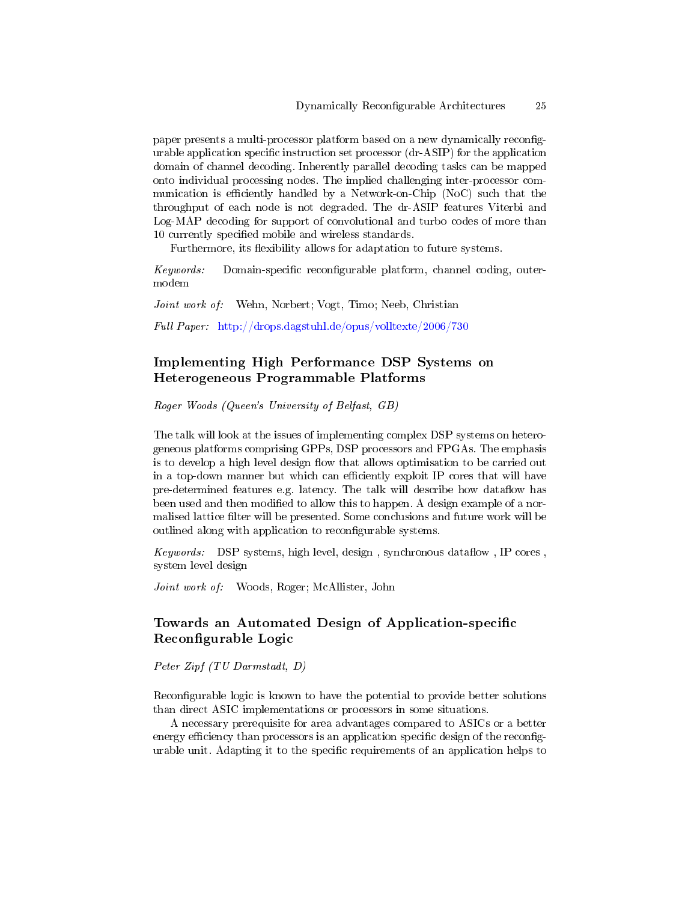paper presents a multi-processor platform based on a new dynamically reconfigurable application specific instruction set processor (dr-ASIP) for the application domain of channel decoding. Inherently parallel decoding tasks can be mapped onto individual processing nodes. The implied challenging inter-processor communication is efficiently handled by a Network-on-Chip (NoC) such that the throughput of each node is not degraded. The dr-ASIP features Viterbi and Log-MAP decoding for support of convolutional and turbo codes of more than 10 currently specified mobile and wireless standards.

Furthermore, its flexibility allows for adaptation to future systems.

*Keywords:* Domain-specific reconfigurable platform, channel coding, outer-modem

*Joint work of:* Wehn, Norbert; Vogt, Timo; Neeb, Christian

*Full Paper:* http://drops.dagstuhl.de/opus/volltexte/2006/730

## Implementing High Performance DSP Systems on Heterogeneous Programmable Platforms

*Roger Woods (Queen's University of Belfast, GB)*

The talk will look at the issues of implementing complex DSP systems on heterogeneous platforms comprising GPPs, DSP processors and FPGAs. The emphasis is to develop a high level design flow that allows optimisation to be carried out in a top-down manner but which can efficiently exploit IP cores that will have pre-determined features e.g. latency. The talk will describe how dataflow has been used and then modified to allow this to happen. A design example of a normalised lattice filter will be presented. Some conclusions and future work will be outlined along with application to reconfigurable systems.

*Keywords:* DSP systems, high level, design , synchronous dataflow , IP cores , system level design

*Joint work of:* Woods, Roger; McAllister, John

## Towards an Automated Design of Application-specific Reconfigurable Logic

*Peter Zipf (TU Darmstadt, D)*

Reconfigurable logic is known to have the potential to provide better solutions than direct ASIC implementations or processors in some situations.

A necessary prerequisite for area advantages compared to ASICs or a better energy efficiency than processors is an application specific design of the reconfigurable unit. Adapting it to the specific requirements of an application helps to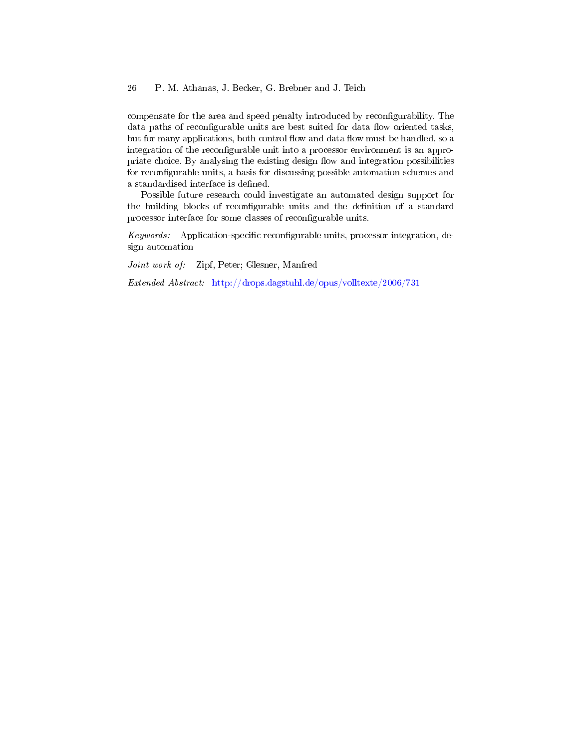compensate for the area and speed penalty introduced by reconfigurability. The data paths of reconfigurable units are best suited for data flow oriented tasks, but for many applications, both control flow and data flow must be handled, so a integration of the reconfigurable unit into a processor environment is an appropriate choice. By analysing the existing design flow and integration possibilities for reconfigurable units, a basis for discussing possible automation schemes and a standardised interface is defined.

Possible future research could investigate an automated design support for the building blocks of reconfigurable units and the definition of a standard processor interface for some classes of reconfigurable units.

*Keywords:* Application-specific reconfigurable units, processor integration, design automation

*Joint work of:* Zipf, Peter; Glesner, Manfred

*Extended Abstract:* http://drops.dagstuhl.de/opus/volltexte/2006/731